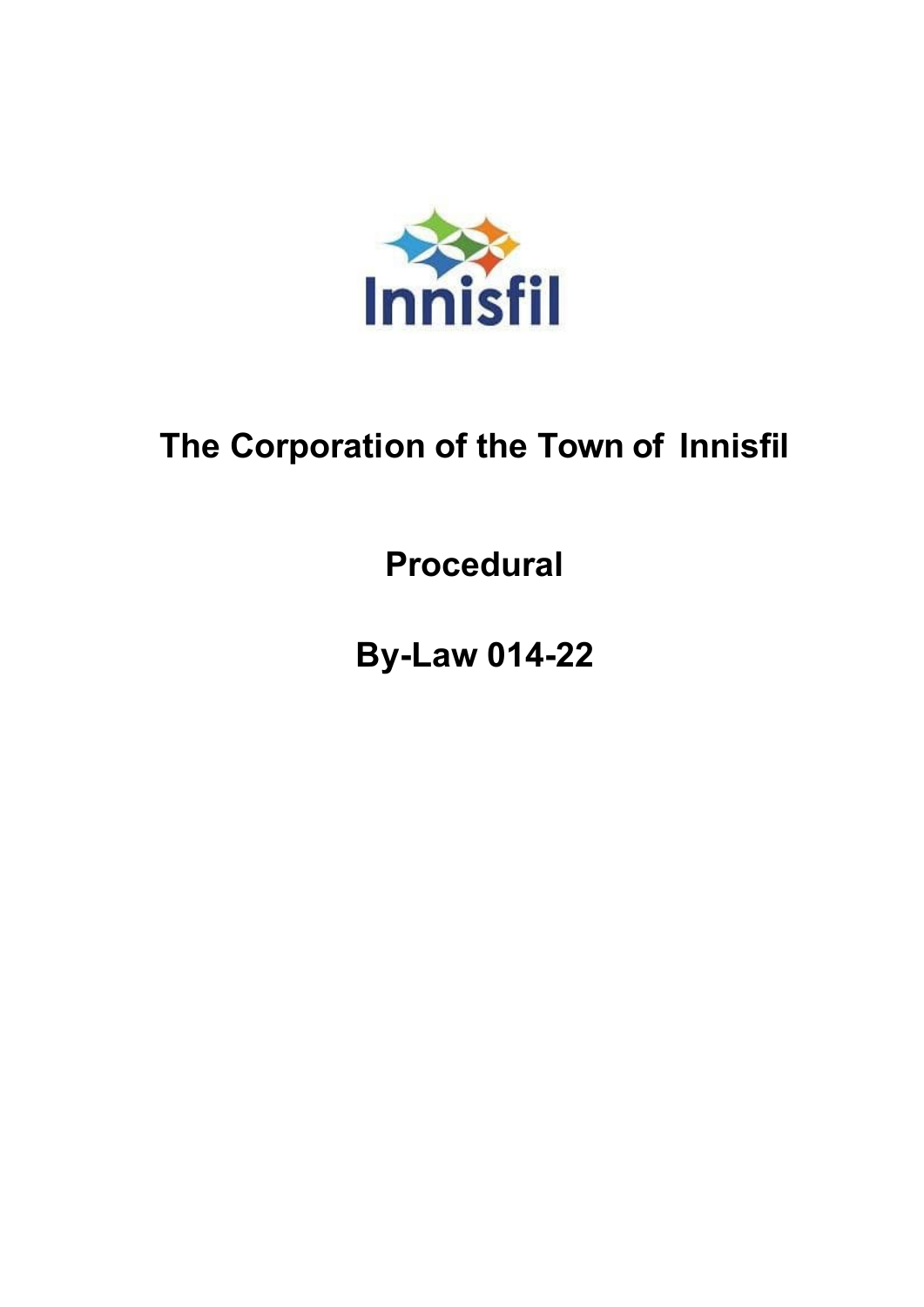Innisfil

# The Corporation of the Town of Innisfil

# Procedural

# By-Law 014-22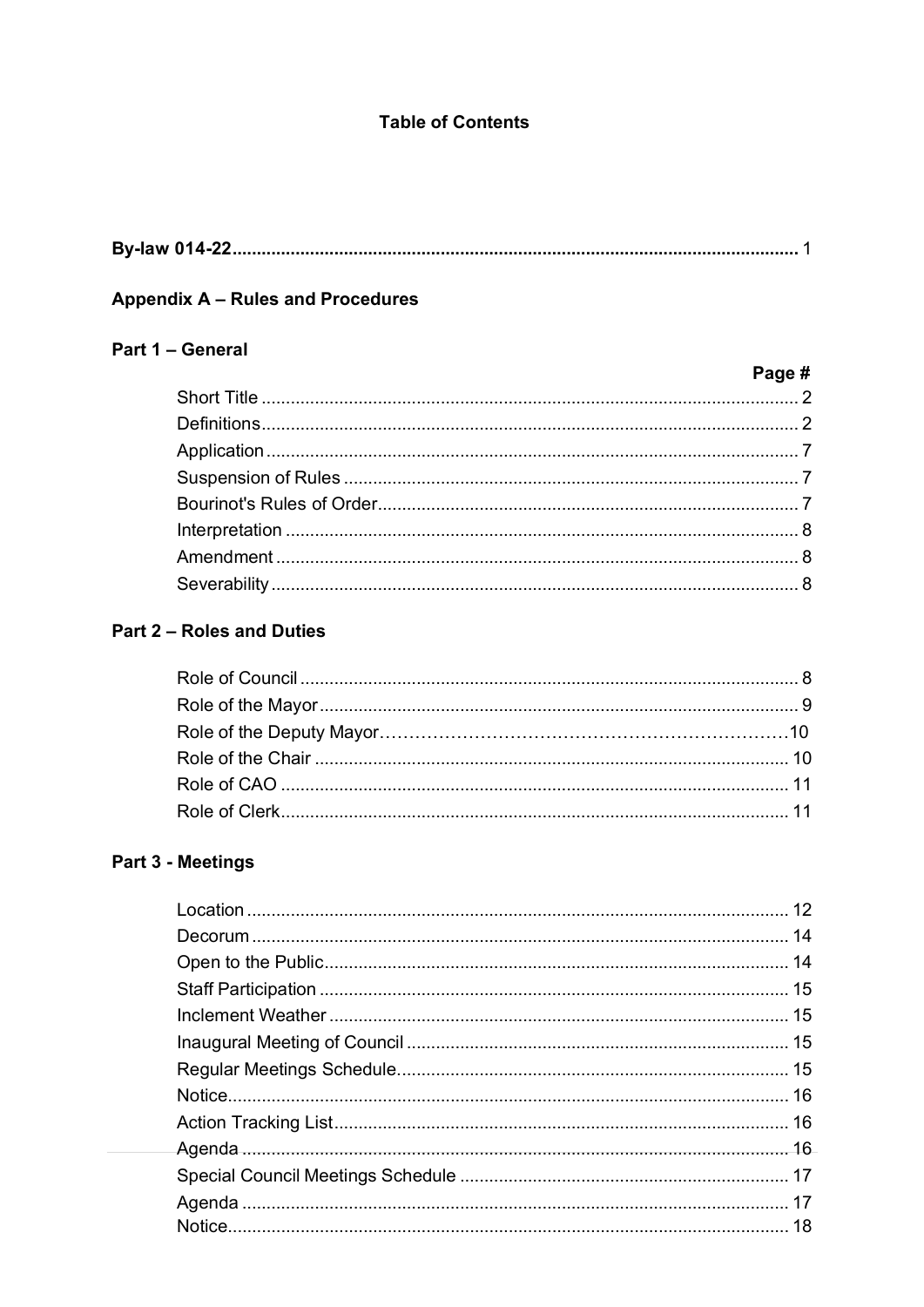# Table of Contents

**By-law 014-22** .................................................................................................................. 1

## Appendix A – Rules and Procedures

### Part 1 – General

| | Page # |
|---|---|
| Short Title | 2 |
| Definitions | 2 |
| Application | 7 |
| Suspension of Rules | 7 |
| Bourinot's Rules of Order | 7 |
| Interpretation | 8 |
| Amendment | 8 |
| Severability | 8 |

### Part 2 – Roles and Duties

| | |
|---|---|
| Role of Council | 8 |
| Role of the Mayor | 9 |
| Role of the Deputy Mayor | 10 |
| Role of the Chair | 10 |
| Role of CAO | 11 |
| Role of Clerk | 11 |

### Part 3 - Meetings

| | |
|---|---|
| Location | 12 |
| Decorum | 14 |
| Open to the Public | 14 |
| Staff Participation | 15 |
| Inclement Weather | 15 |
| Inaugural Meeting of Council | 15 |
| Regular Meetings Schedule | 15 |
| Notice | 16 |
| Action Tracking List | 16 |
| Agenda | 16 |
| Special Council Meetings Schedule | 17 |
| Agenda | 17 |
| Notice | 18 |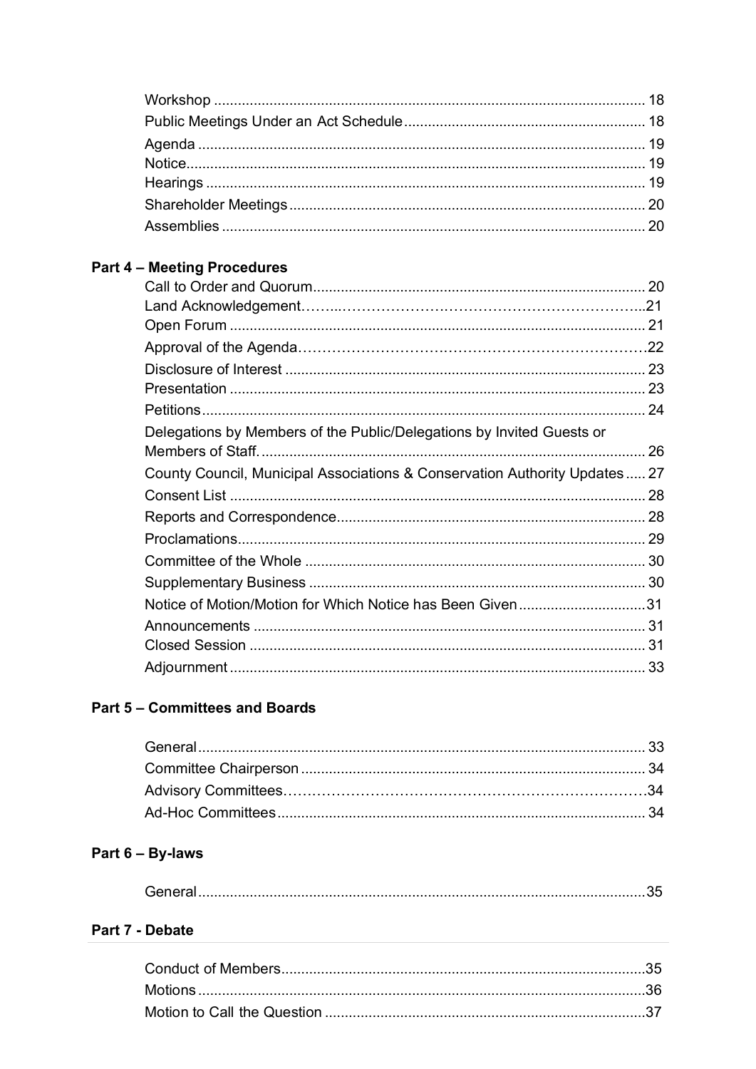Workshop ... 18
Public Meetings Under an Act Schedule ... 18
Agenda ... 19
Notice ... 19
Hearings ... 19
Shareholder Meetings ... 20
Assemblies ... 20

**Part 4 – Meeting Procedures**

Call to Order and Quorum ... 20
Land Acknowledgement ... 21
Open Forum ... 21
Approval of the Agenda ... 22
Disclosure of Interest ... 23
Presentation ... 23
Petitions ... 24
Delegations by Members of the Public/Delegations by Invited Guests or Members of Staff. ... 26
County Council, Municipal Associations & Conservation Authority Updates ... 27
Consent List ... 28
Reports and Correspondence ... 28
Proclamations ... 29
Committee of the Whole ... 30
Supplementary Business ... 30
Notice of Motion/Motion for Which Notice has Been Given ... 31
Announcements ... 31
Closed Session ... 31
Adjournment ... 33

**Part 5 – Committees and Boards**

General ... 33
Committee Chairperson ... 34
Advisory Committees ... 34
Ad-Hoc Committees ... 34

**Part 6 – By-laws**

General ... 35

**Part 7 - Debate**

Conduct of Members ... 35
Motions ... 36
Motion to Call the Question ... 37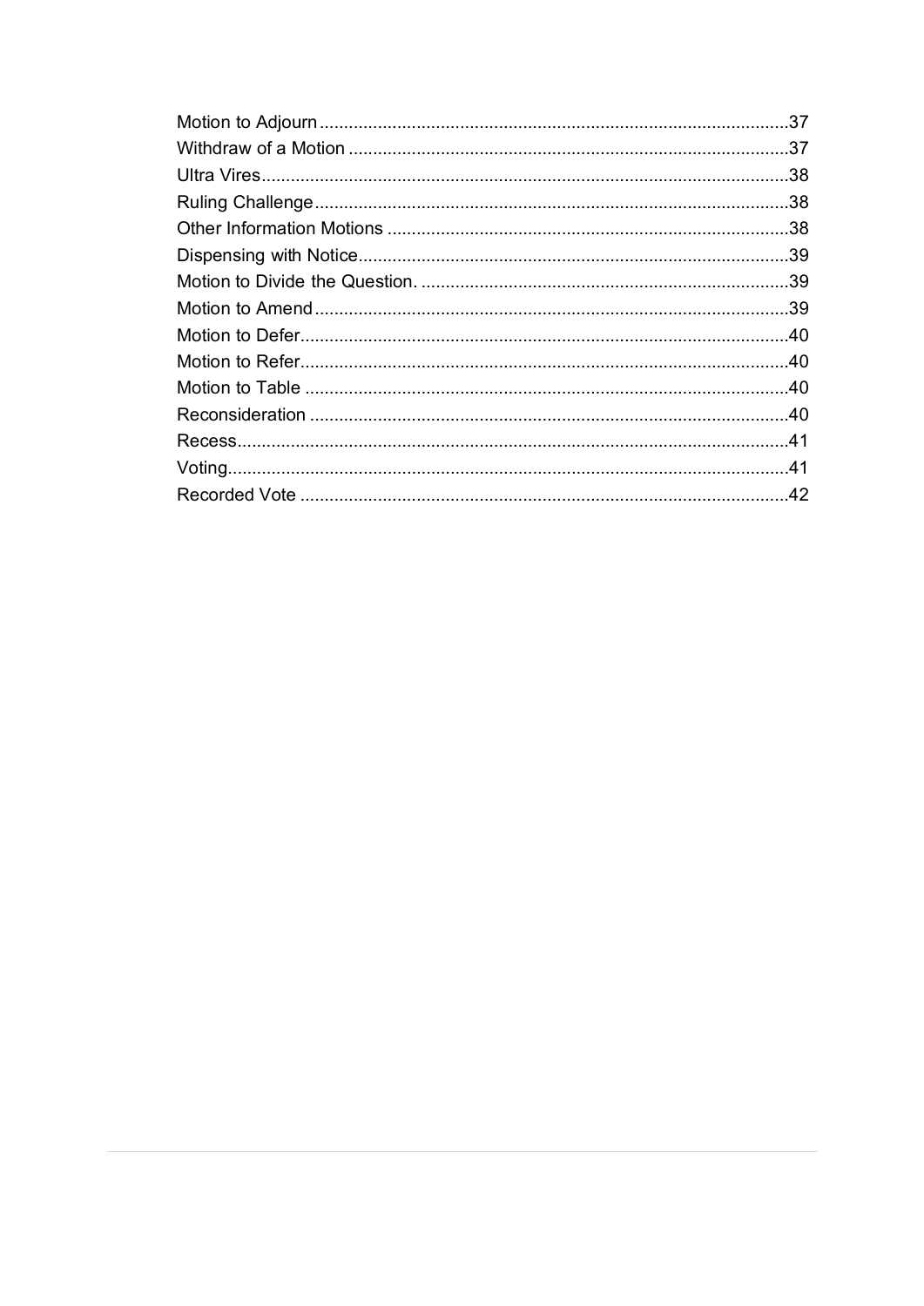Motion to Adjourn .................................................................................................37
Withdraw of a Motion ...........................................................................................37
Ultra Vires.............................................................................................................38
Ruling Challenge..................................................................................................38
Other Information Motions ...................................................................................38
Dispensing with Notice.........................................................................................39
Motion to Divide the Question. ............................................................................39
Motion to Amend ..................................................................................................39
Motion to Defer.....................................................................................................40
Motion to Refer.....................................................................................................40
Motion to Table ....................................................................................................40
Reconsideration ...................................................................................................40
Recess..................................................................................................................41
Voting....................................................................................................................41
Recorded Vote .....................................................................................................42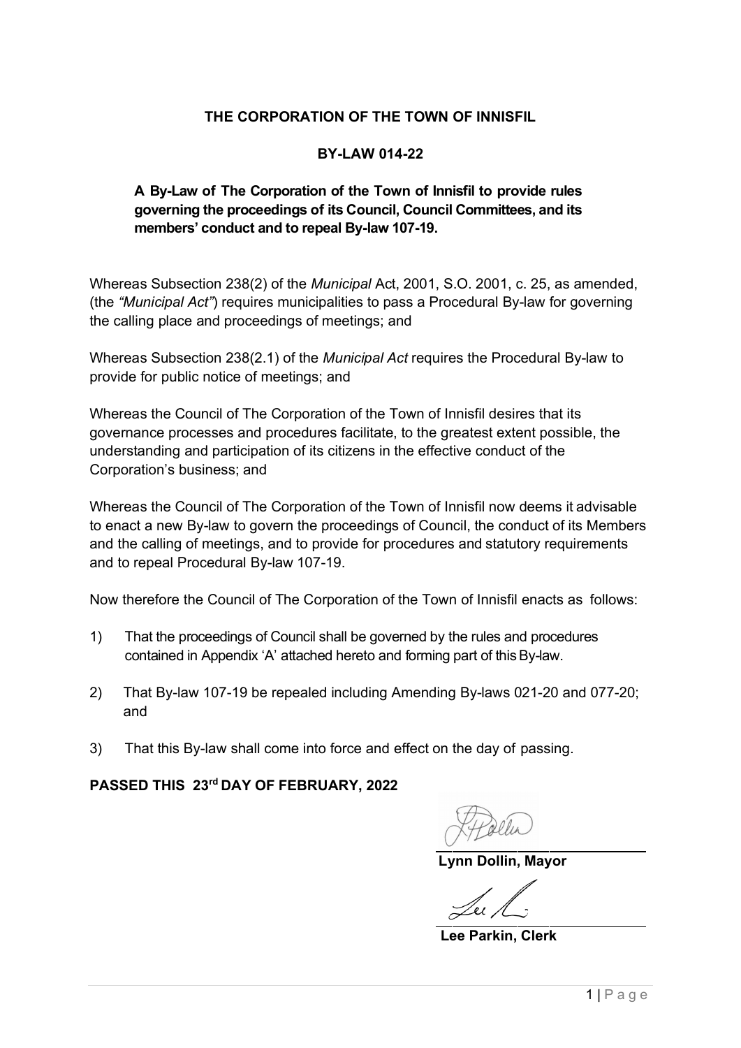**THE CORPORATION OF THE TOWN OF INNISFIL**

**BY-LAW 014-22**

**A By-Law of The Corporation of the Town of Innisfil to provide rules governing the proceedings of its Council, Council Committees, and its members' conduct and to repeal By-law 107-19.**

Whereas Subsection 238(2) of the *Municipal* Act, 2001, S.O. 2001, c. 25, as amended, (the *"Municipal Act"*) requires municipalities to pass a Procedural By-law for governing the calling place and proceedings of meetings; and

Whereas Subsection 238(2.1) of the *Municipal Act* requires the Procedural By-law to provide for public notice of meetings; and

Whereas the Council of The Corporation of the Town of Innisfil desires that its governance processes and procedures facilitate, to the greatest extent possible, the understanding and participation of its citizens in the effective conduct of the Corporation's business; and

Whereas the Council of The Corporation of the Town of Innisfil now deems it advisable to enact a new By-law to govern the proceedings of Council, the conduct of its Members and the calling of meetings, and to provide for procedures and statutory requirements and to repeal Procedural By-law 107-19.

Now therefore the Council of The Corporation of the Town of Innisfil enacts as follows:

1) That the proceedings of Council shall be governed by the rules and procedures contained in Appendix 'A' attached hereto and forming part of this By-law.

2) That By-law 107-19 be repealed including Amending By-laws 021-20 and 077-20; and

3) That this By-law shall come into force and effect on the day of passing.

**PASSED THIS 23rd DAY OF FEBRUARY, 2022**

**Lynn Dollin, Mayor**

**Lee Parkin, Clerk**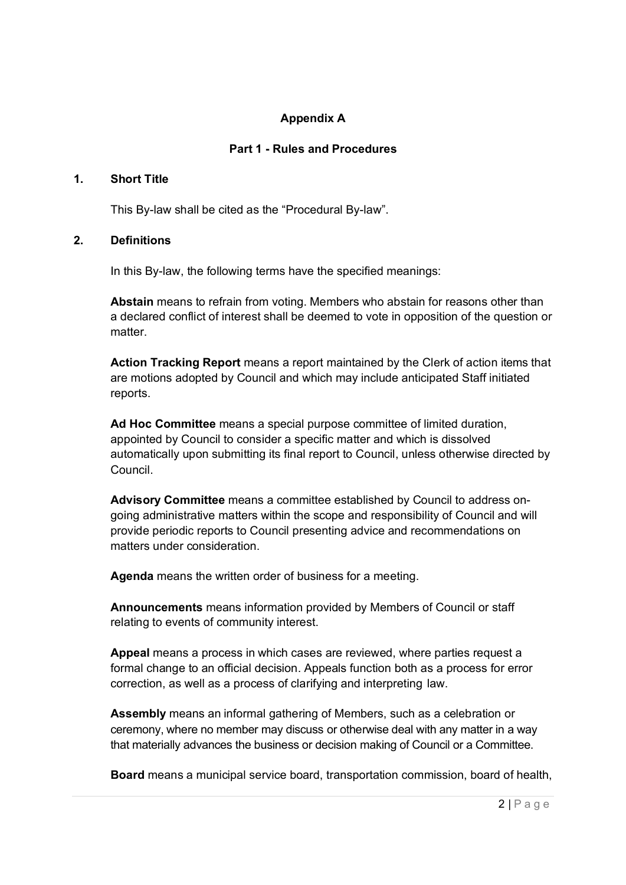## Appendix A

## Part 1 - Rules and Procedures

### 1. Short Title

This By-law shall be cited as the "Procedural By-law".

### 2. Definitions

In this By-law, the following terms have the specified meanings:

**Abstain** means to refrain from voting. Members who abstain for reasons other than a declared conflict of interest shall be deemed to vote in opposition of the question or matter.

**Action Tracking Report** means a report maintained by the Clerk of action items that are motions adopted by Council and which may include anticipated Staff initiated reports.

**Ad Hoc Committee** means a special purpose committee of limited duration, appointed by Council to consider a specific matter and which is dissolved automatically upon submitting its final report to Council, unless otherwise directed by Council.

**Advisory Committee** means a committee established by Council to address on-going administrative matters within the scope and responsibility of Council and will provide periodic reports to Council presenting advice and recommendations on matters under consideration.

**Agenda** means the written order of business for a meeting.

**Announcements** means information provided by Members of Council or staff relating to events of community interest.

**Appeal** means a process in which cases are reviewed, where parties request a formal change to an official decision. Appeals function both as a process for error correction, as well as a process of clarifying and interpreting law.

**Assembly** means an informal gathering of Members, such as a celebration or ceremony, where no member may discuss or otherwise deal with any matter in a way that materially advances the business or decision making of Council or a Committee.

**Board** means a municipal service board, transportation commission, board of health,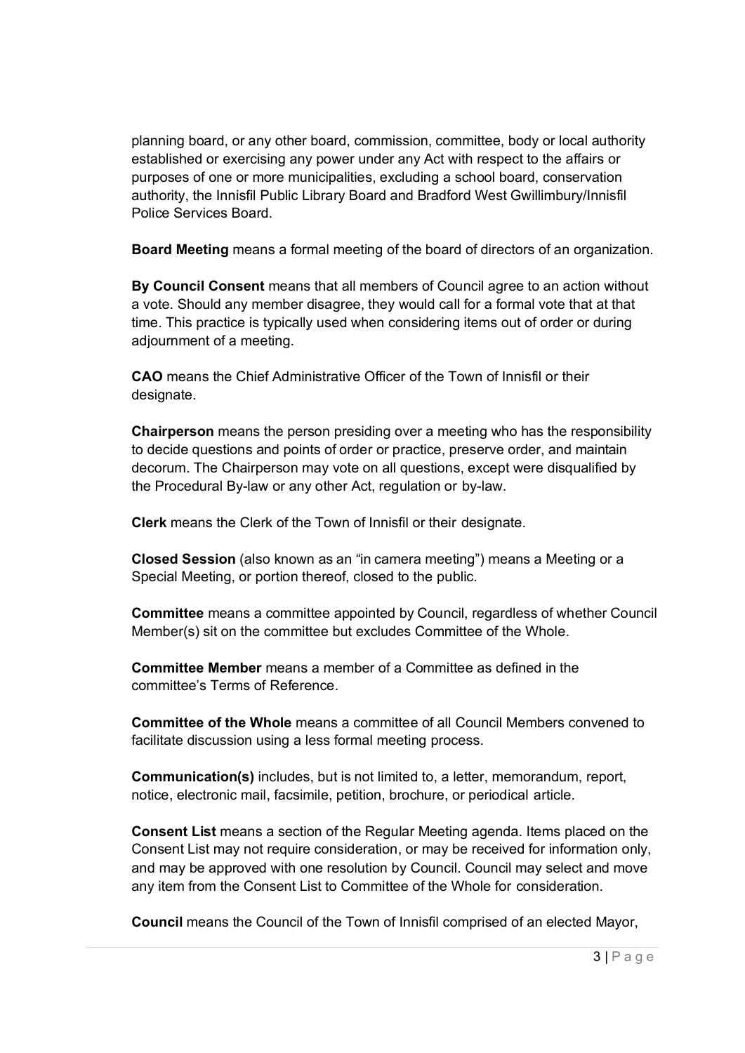planning board, or any other board, commission, committee, body or local authority established or exercising any power under any Act with respect to the affairs or purposes of one or more municipalities, excluding a school board, conservation authority, the Innisfil Public Library Board and Bradford West Gwillimbury/Innisfil Police Services Board.

**Board Meeting** means a formal meeting of the board of directors of an organization.

**By Council Consent** means that all members of Council agree to an action without a vote. Should any member disagree, they would call for a formal vote that at that time. This practice is typically used when considering items out of order or during adjournment of a meeting.

**CAO** means the Chief Administrative Officer of the Town of Innisfil or their designate.

**Chairperson** means the person presiding over a meeting who has the responsibility to decide questions and points of order or practice, preserve order, and maintain decorum. The Chairperson may vote on all questions, except were disqualified by the Procedural By-law or any other Act, regulation or by-law.

**Clerk** means the Clerk of the Town of Innisfil or their designate.

**Closed Session** (also known as an "in camera meeting") means a Meeting or a Special Meeting, or portion thereof, closed to the public.

**Committee** means a committee appointed by Council, regardless of whether Council Member(s) sit on the committee but excludes Committee of the Whole.

**Committee Member** means a member of a Committee as defined in the committee's Terms of Reference.

**Committee of the Whole** means a committee of all Council Members convened to facilitate discussion using a less formal meeting process.

**Communication(s)** includes, but is not limited to, a letter, memorandum, report, notice, electronic mail, facsimile, petition, brochure, or periodical article.

**Consent List** means a section of the Regular Meeting agenda. Items placed on the Consent List may not require consideration, or may be received for information only, and may be approved with one resolution by Council. Council may select and move any item from the Consent List to Committee of the Whole for consideration.

**Council** means the Council of the Town of Innisfil comprised of an elected Mayor,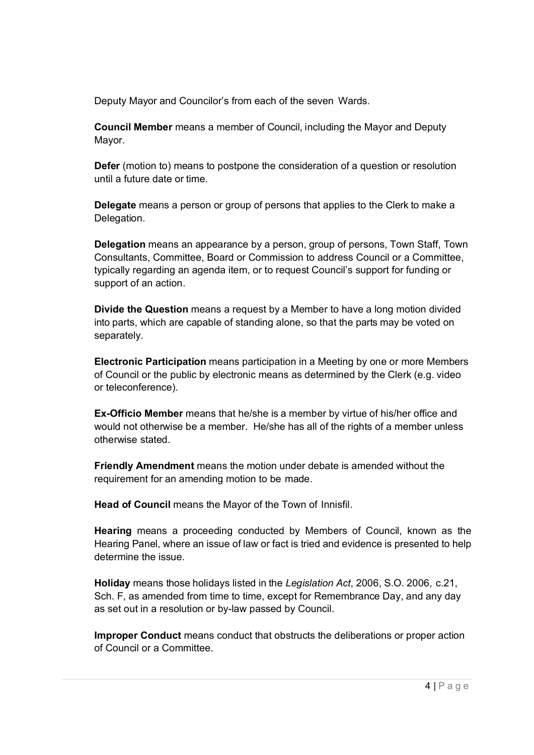Deputy Mayor and Councilor's from each of the seven Wards.

**Council Member** means a member of Council, including the Mayor and Deputy Mayor.

**Defer** (motion to) means to postpone the consideration of a question or resolution until a future date or time.

**Delegate** means a person or group of persons that applies to the Clerk to make a Delegation.

**Delegation** means an appearance by a person, group of persons, Town Staff, Town Consultants, Committee, Board or Commission to address Council or a Committee, typically regarding an agenda item, or to request Council's support for funding or support of an action.

**Divide the Question** means a request by a Member to have a long motion divided into parts, which are capable of standing alone, so that the parts may be voted on separately.

**Electronic Participation** means participation in a Meeting by one or more Members of Council or the public by electronic means as determined by the Clerk (e.g. video or teleconference).

**Ex-Officio Member** means that he/she is a member by virtue of his/her office and would not otherwise be a member. He/she has all of the rights of a member unless otherwise stated.

**Friendly Amendment** means the motion under debate is amended without the requirement for an amending motion to be made.

**Head of Council** means the Mayor of the Town of Innisfil.

**Hearing** means a proceeding conducted by Members of Council, known as the Hearing Panel, where an issue of law or fact is tried and evidence is presented to help determine the issue.

**Holiday** means those holidays listed in the *Legislation Act*, 2006, S.O. 2006, c.21, Sch. F, as amended from time to time, except for Remembrance Day, and any day as set out in a resolution or by-law passed by Council.

**Improper Conduct** means conduct that obstructs the deliberations or proper action of Council or a Committee.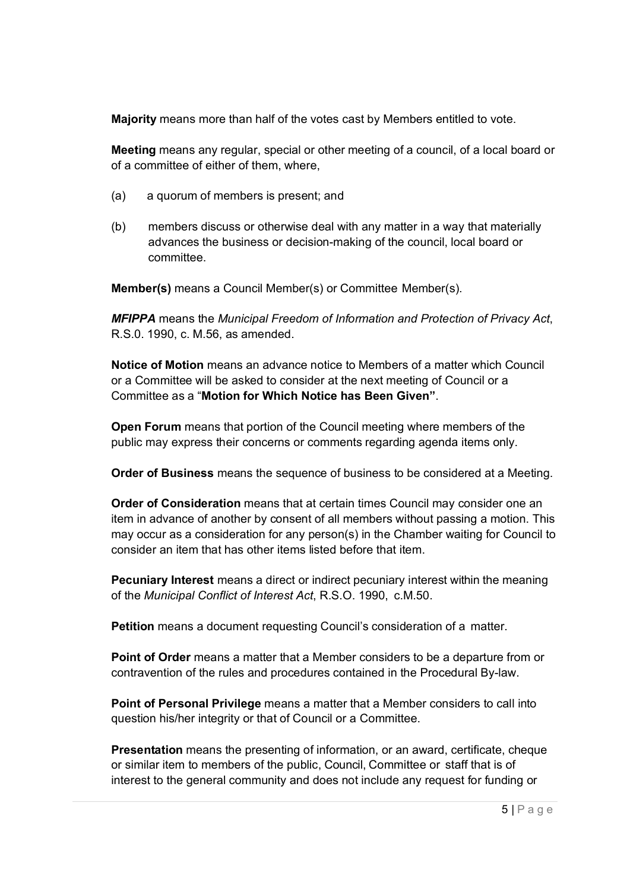**Majority** means more than half of the votes cast by Members entitled to vote.

**Meeting** means any regular, special or other meeting of a council, of a local board or of a committee of either of them, where,

(a) a quorum of members is present; and

(b) members discuss or otherwise deal with any matter in a way that materially advances the business or decision-making of the council, local board or committee.

**Member(s)** means a Council Member(s) or Committee Member(s).

***MFIPPA*** means the *Municipal Freedom of Information and Protection of Privacy Act*, R.S.0. 1990, c. M.56, as amended.

**Notice of Motion** means an advance notice to Members of a matter which Council or a Committee will be asked to consider at the next meeting of Council or a Committee as a "**Motion for Which Notice has Been Given"**.

**Open Forum** means that portion of the Council meeting where members of the public may express their concerns or comments regarding agenda items only.

**Order of Business** means the sequence of business to be considered at a Meeting.

**Order of Consideration** means that at certain times Council may consider one an item in advance of another by consent of all members without passing a motion. This may occur as a consideration for any person(s) in the Chamber waiting for Council to consider an item that has other items listed before that item.

**Pecuniary Interest** means a direct or indirect pecuniary interest within the meaning of the *Municipal Conflict of Interest Act*, R.S.O. 1990, c.M.50.

**Petition** means a document requesting Council's consideration of a matter.

**Point of Order** means a matter that a Member considers to be a departure from or contravention of the rules and procedures contained in the Procedural By-law.

**Point of Personal Privilege** means a matter that a Member considers to call into question his/her integrity or that of Council or a Committee.

**Presentation** means the presenting of information, or an award, certificate, cheque or similar item to members of the public, Council, Committee or staff that is of interest to the general community and does not include any request for funding or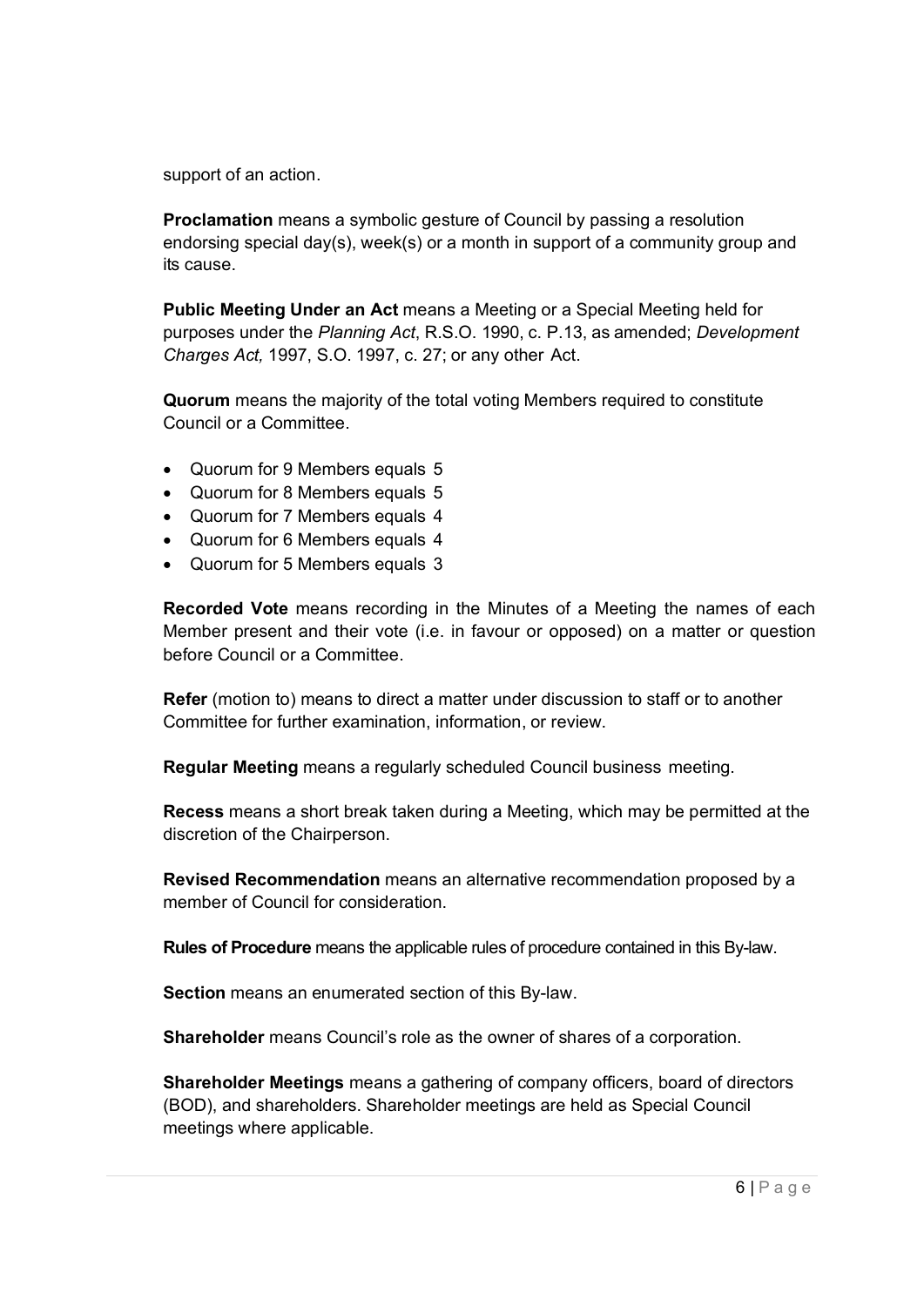support of an action.

**Proclamation** means a symbolic gesture of Council by passing a resolution endorsing special day(s), week(s) or a month in support of a community group and its cause.

**Public Meeting Under an Act** means a Meeting or a Special Meeting held for purposes under the *Planning Act*, R.S.O. 1990, c. P.13, as amended; *Development Charges Act,* 1997, S.O. 1997, c. 27; or any other Act.

**Quorum** means the majority of the total voting Members required to constitute Council or a Committee.

- Quorum for 9 Members equals 5
- Quorum for 8 Members equals 5
- Quorum for 7 Members equals 4
- Quorum for 6 Members equals 4
- Quorum for 5 Members equals 3

**Recorded Vote** means recording in the Minutes of a Meeting the names of each Member present and their vote (i.e. in favour or opposed) on a matter or question before Council or a Committee.

**Refer** (motion to) means to direct a matter under discussion to staff or to another Committee for further examination, information, or review.

**Regular Meeting** means a regularly scheduled Council business meeting.

**Recess** means a short break taken during a Meeting, which may be permitted at the discretion of the Chairperson.

**Revised Recommendation** means an alternative recommendation proposed by a member of Council for consideration.

**Rules of Procedure** means the applicable rules of procedure contained in this By-law.

**Section** means an enumerated section of this By-law.

**Shareholder** means Council's role as the owner of shares of a corporation.

**Shareholder Meetings** means a gathering of company officers, board of directors (BOD), and shareholders. Shareholder meetings are held as Special Council meetings where applicable.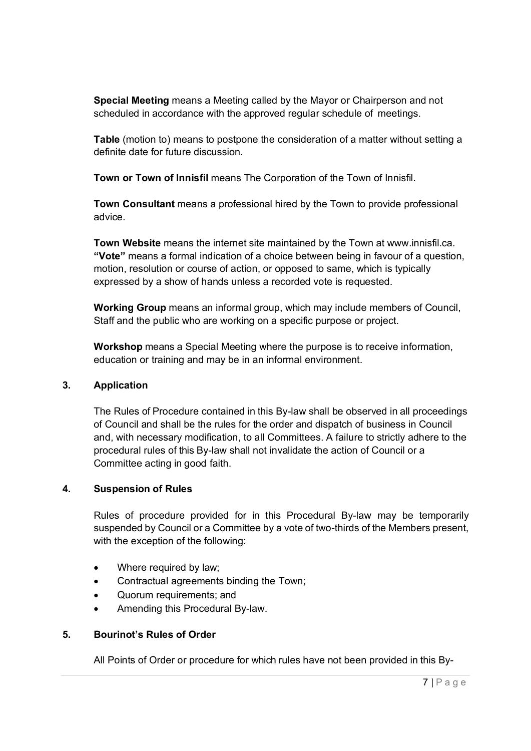**Special Meeting** means a Meeting called by the Mayor or Chairperson and not scheduled in accordance with the approved regular schedule of meetings.

**Table** (motion to) means to postpone the consideration of a matter without setting a definite date for future discussion.

**Town or Town of Innisfil** means The Corporation of the Town of Innisfil.

**Town Consultant** means a professional hired by the Town to provide professional advice.

**Town Website** means the internet site maintained by the Town at www.innisfil.ca.
**"Vote"** means a formal indication of a choice between being in favour of a question, motion, resolution or course of action, or opposed to same, which is typically expressed by a show of hands unless a recorded vote is requested.

**Working Group** means an informal group, which may include members of Council, Staff and the public who are working on a specific purpose or project.

**Workshop** means a Special Meeting where the purpose is to receive information, education or training and may be in an informal environment.

## 3. Application

The Rules of Procedure contained in this By-law shall be observed in all proceedings of Council and shall be the rules for the order and dispatch of business in Council and, with necessary modification, to all Committees. A failure to strictly adhere to the procedural rules of this By-law shall not invalidate the action of Council or a Committee acting in good faith.

## 4. Suspension of Rules

Rules of procedure provided for in this Procedural By-law may be temporarily suspended by Council or a Committee by a vote of two-thirds of the Members present, with the exception of the following:

- Where required by law;
- Contractual agreements binding the Town;
- Quorum requirements; and
- Amending this Procedural By-law.

## 5. Bourinot's Rules of Order

All Points of Order or procedure for which rules have not been provided in this By-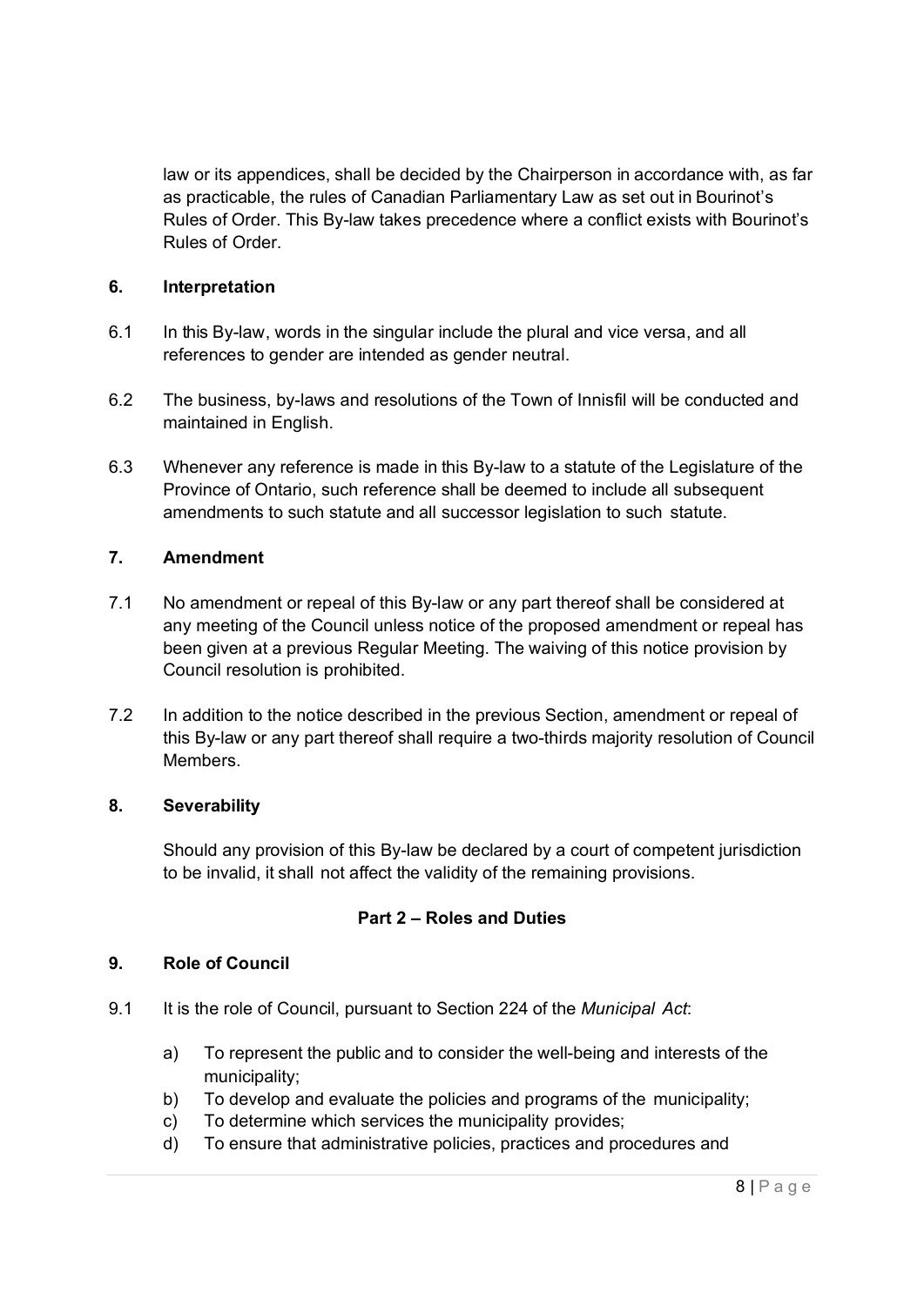law or its appendices, shall be decided by the Chairperson in accordance with, as far as practicable, the rules of Canadian Parliamentary Law as set out in Bourinot's Rules of Order. This By-law takes precedence where a conflict exists with Bourinot's Rules of Order.

### 6. Interpretation

6.1 In this By-law, words in the singular include the plural and vice versa, and all references to gender are intended as gender neutral.

6.2 The business, by-laws and resolutions of the Town of Innisfil will be conducted and maintained in English.

6.3 Whenever any reference is made in this By-law to a statute of the Legislature of the Province of Ontario, such reference shall be deemed to include all subsequent amendments to such statute and all successor legislation to such statute.

### 7. Amendment

7.1 No amendment or repeal of this By-law or any part thereof shall be considered at any meeting of the Council unless notice of the proposed amendment or repeal has been given at a previous Regular Meeting. The waiving of this notice provision by Council resolution is prohibited.

7.2 In addition to the notice described in the previous Section, amendment or repeal of this By-law or any part thereof shall require a two-thirds majority resolution of Council Members.

### 8. Severability

Should any provision of this By-law be declared by a court of competent jurisdiction to be invalid, it shall not affect the validity of the remaining provisions.

## Part 2 – Roles and Duties

### 9. Role of Council

9.1 It is the role of Council, pursuant to Section 224 of the *Municipal Act*:

a) To represent the public and to consider the well-being and interests of the municipality;
b) To develop and evaluate the policies and programs of the municipality;
c) To determine which services the municipality provides;
d) To ensure that administrative policies, practices and procedures and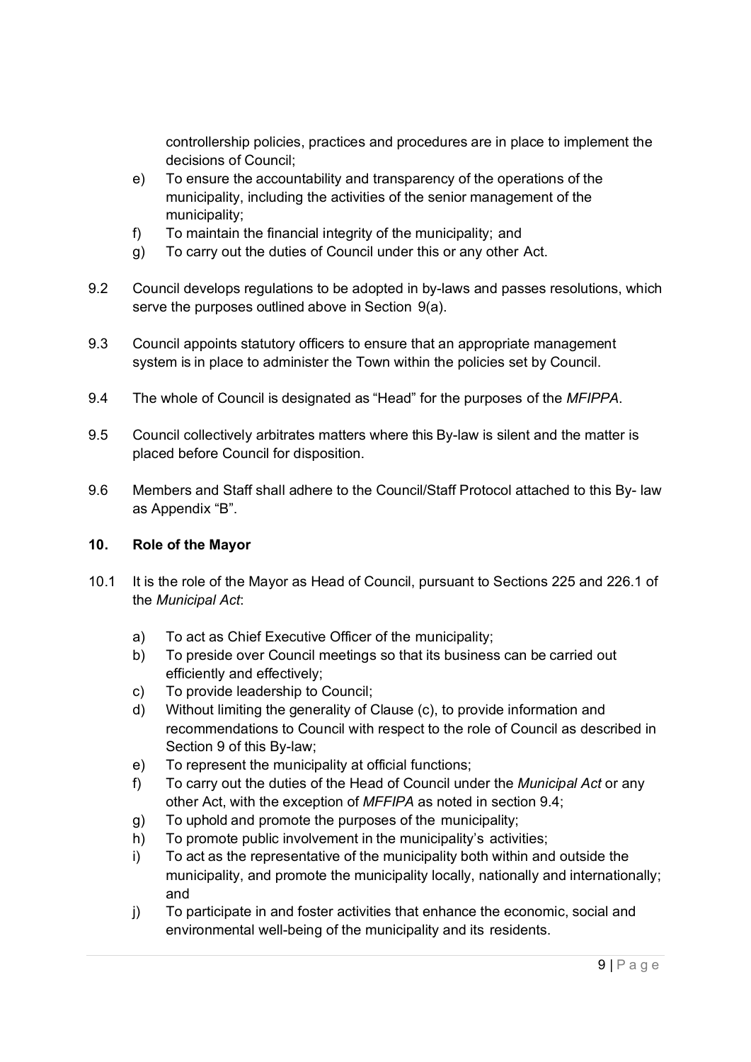controllership policies, practices and procedures are in place to implement the decisions of Council;

e) To ensure the accountability and transparency of the operations of the municipality, including the activities of the senior management of the municipality;

f) To maintain the financial integrity of the municipality; and

g) To carry out the duties of Council under this or any other Act.

9.2 Council develops regulations to be adopted in by-laws and passes resolutions, which serve the purposes outlined above in Section 9(a).

9.3 Council appoints statutory officers to ensure that an appropriate management system is in place to administer the Town within the policies set by Council.

9.4 The whole of Council is designated as “Head” for the purposes of the *MFIPPA*.

9.5 Council collectively arbitrates matters where this By-law is silent and the matter is placed before Council for disposition.

9.6 Members and Staff shall adhere to the Council/Staff Protocol attached to this By- law as Appendix “B”.

## 10. Role of the Mayor

10.1 It is the role of the Mayor as Head of Council, pursuant to Sections 225 and 226.1 of the *Municipal Act*:

a) To act as Chief Executive Officer of the municipality;

b) To preside over Council meetings so that its business can be carried out efficiently and effectively;

c) To provide leadership to Council;

d) Without limiting the generality of Clause (c), to provide information and recommendations to Council with respect to the role of Council as described in Section 9 of this By-law;

e) To represent the municipality at official functions;

f) To carry out the duties of the Head of Council under the *Municipal Act* or any other Act, with the exception of *MFFIPA* as noted in section 9.4;

g) To uphold and promote the purposes of the municipality;

h) To promote public involvement in the municipality’s activities;

i) To act as the representative of the municipality both within and outside the municipality, and promote the municipality locally, nationally and internationally; and

j) To participate in and foster activities that enhance the economic, social and environmental well-being of the municipality and its residents.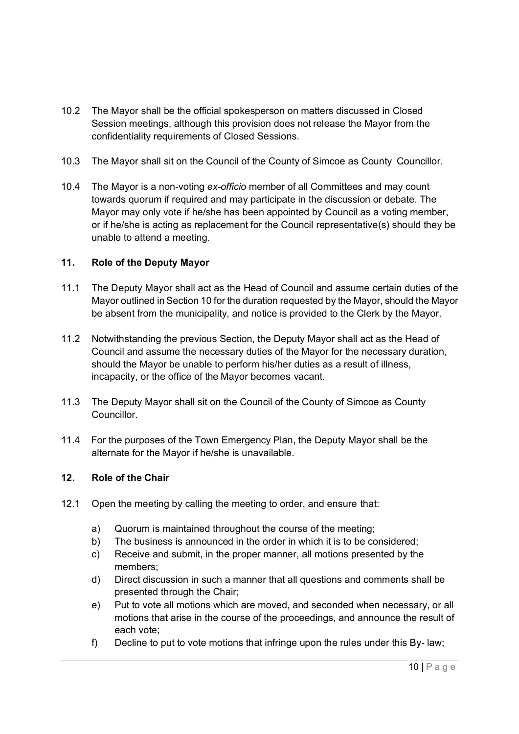10.2 The Mayor shall be the official spokesperson on matters discussed in Closed Session meetings, although this provision does not release the Mayor from the confidentiality requirements of Closed Sessions.

10.3 The Mayor shall sit on the Council of the County of Simcoe as County Councillor.

10.4 The Mayor is a non-voting *ex-officio* member of all Committees and may count towards quorum if required and may participate in the discussion or debate. The Mayor may only vote if he/she has been appointed by Council as a voting member, or if he/she is acting as replacement for the Council representative(s) should they be unable to attend a meeting.

## 11. Role of the Deputy Mayor

11.1 The Deputy Mayor shall act as the Head of Council and assume certain duties of the Mayor outlined in Section 10 for the duration requested by the Mayor, should the Mayor be absent from the municipality, and notice is provided to the Clerk by the Mayor.

11.2 Notwithstanding the previous Section, the Deputy Mayor shall act as the Head of Council and assume the necessary duties of the Mayor for the necessary duration, should the Mayor be unable to perform his/her duties as a result of illness, incapacity, or the office of the Mayor becomes vacant.

11.3 The Deputy Mayor shall sit on the Council of the County of Simcoe as County Councillor.

11.4 For the purposes of the Town Emergency Plan, the Deputy Mayor shall be the alternate for the Mayor if he/she is unavailable.

## 12. Role of the Chair

12.1 Open the meeting by calling the meeting to order, and ensure that:

a) Quorum is maintained throughout the course of the meeting;
b) The business is announced in the order in which it is to be considered;
c) Receive and submit, in the proper manner, all motions presented by the members;
d) Direct discussion in such a manner that all questions and comments shall be presented through the Chair;
e) Put to vote all motions which are moved, and seconded when necessary, or all motions that arise in the course of the proceedings, and announce the result of each vote;
f) Decline to put to vote motions that infringe upon the rules under this By- law;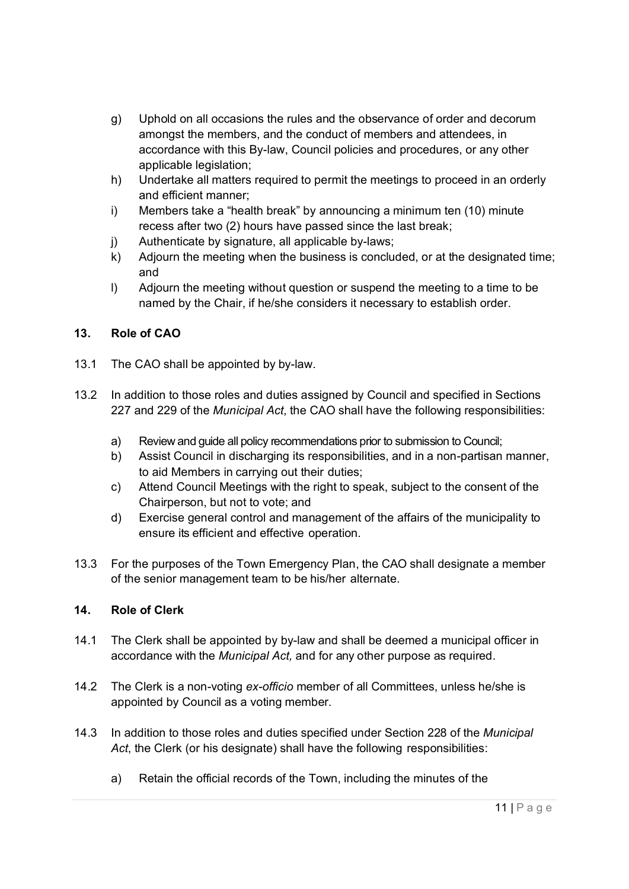g) Uphold on all occasions the rules and the observance of order and decorum amongst the members, and the conduct of members and attendees, in accordance with this By-law, Council policies and procedures, or any other applicable legislation;

h) Undertake all matters required to permit the meetings to proceed in an orderly and efficient manner;

i) Members take a "health break" by announcing a minimum ten (10) minute recess after two (2) hours have passed since the last break;

j) Authenticate by signature, all applicable by-laws;

k) Adjourn the meeting when the business is concluded, or at the designated time; and

l) Adjourn the meeting without question or suspend the meeting to a time to be named by the Chair, if he/she considers it necessary to establish order.

## 13. Role of CAO

13.1 The CAO shall be appointed by by-law.

13.2 In addition to those roles and duties assigned by Council and specified in Sections 227 and 229 of the *Municipal Act*, the CAO shall have the following responsibilities:

a) Review and guide all policy recommendations prior to submission to Council;

b) Assist Council in discharging its responsibilities, and in a non-partisan manner, to aid Members in carrying out their duties;

c) Attend Council Meetings with the right to speak, subject to the consent of the Chairperson, but not to vote; and

d) Exercise general control and management of the affairs of the municipality to ensure its efficient and effective operation.

13.3 For the purposes of the Town Emergency Plan, the CAO shall designate a member of the senior management team to be his/her alternate.

## 14. Role of Clerk

14.1 The Clerk shall be appointed by by-law and shall be deemed a municipal officer in accordance with the *Municipal Act,* and for any other purpose as required.

14.2 The Clerk is a non-voting *ex-officio* member of all Committees, unless he/she is appointed by Council as a voting member.

14.3 In addition to those roles and duties specified under Section 228 of the *Municipal Act*, the Clerk (or his designate) shall have the following responsibilities:

a) Retain the official records of the Town, including the minutes of the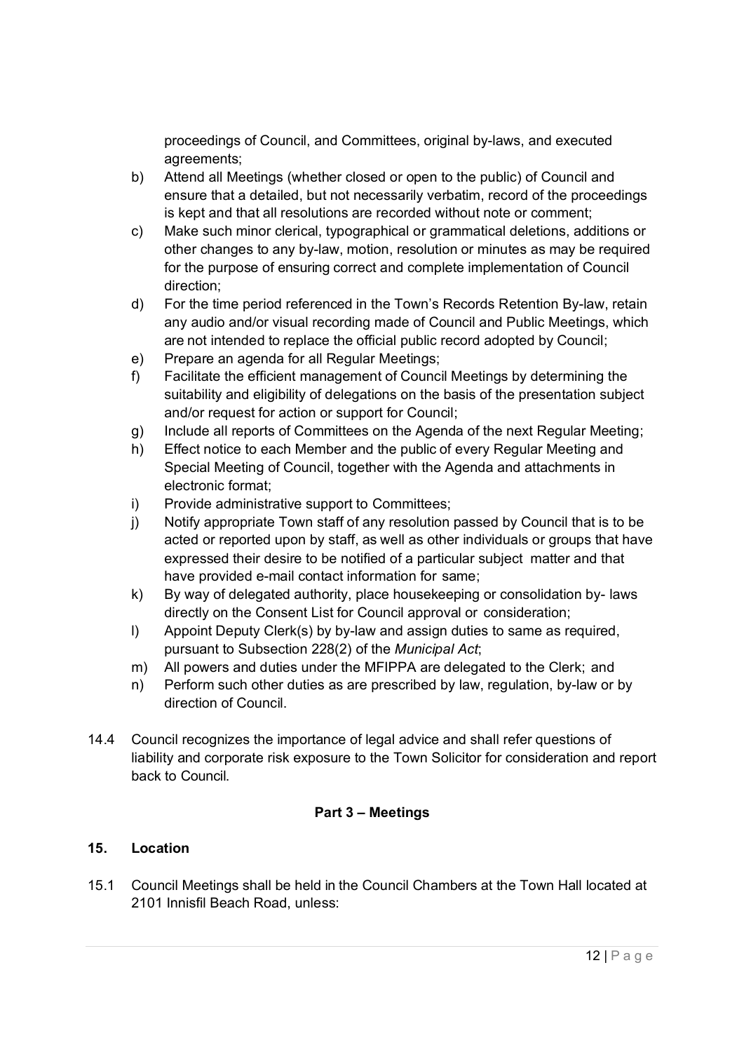proceedings of Council, and Committees, original by-laws, and executed agreements;

b) Attend all Meetings (whether closed or open to the public) of Council and ensure that a detailed, but not necessarily verbatim, record of the proceedings is kept and that all resolutions are recorded without note or comment;

c) Make such minor clerical, typographical or grammatical deletions, additions or other changes to any by-law, motion, resolution or minutes as may be required for the purpose of ensuring correct and complete implementation of Council direction;

d) For the time period referenced in the Town's Records Retention By-law, retain any audio and/or visual recording made of Council and Public Meetings, which are not intended to replace the official public record adopted by Council;

e) Prepare an agenda for all Regular Meetings;

f) Facilitate the efficient management of Council Meetings by determining the suitability and eligibility of delegations on the basis of the presentation subject and/or request for action or support for Council;

g) Include all reports of Committees on the Agenda of the next Regular Meeting;

h) Effect notice to each Member and the public of every Regular Meeting and Special Meeting of Council, together with the Agenda and attachments in electronic format;

i) Provide administrative support to Committees;

j) Notify appropriate Town staff of any resolution passed by Council that is to be acted or reported upon by staff, as well as other individuals or groups that have expressed their desire to be notified of a particular subject matter and that have provided e-mail contact information for same;

k) By way of delegated authority, place housekeeping or consolidation by- laws directly on the Consent List for Council approval or consideration;

l) Appoint Deputy Clerk(s) by by-law and assign duties to same as required, pursuant to Subsection 228(2) of the *Municipal Act*;

m) All powers and duties under the MFIPPA are delegated to the Clerk; and

n) Perform such other duties as are prescribed by law, regulation, by-law or by direction of Council.

14.4 Council recognizes the importance of legal advice and shall refer questions of liability and corporate risk exposure to the Town Solicitor for consideration and report back to Council.

## Part 3 – Meetings

### 15. Location

15.1 Council Meetings shall be held in the Council Chambers at the Town Hall located at 2101 Innisfil Beach Road, unless: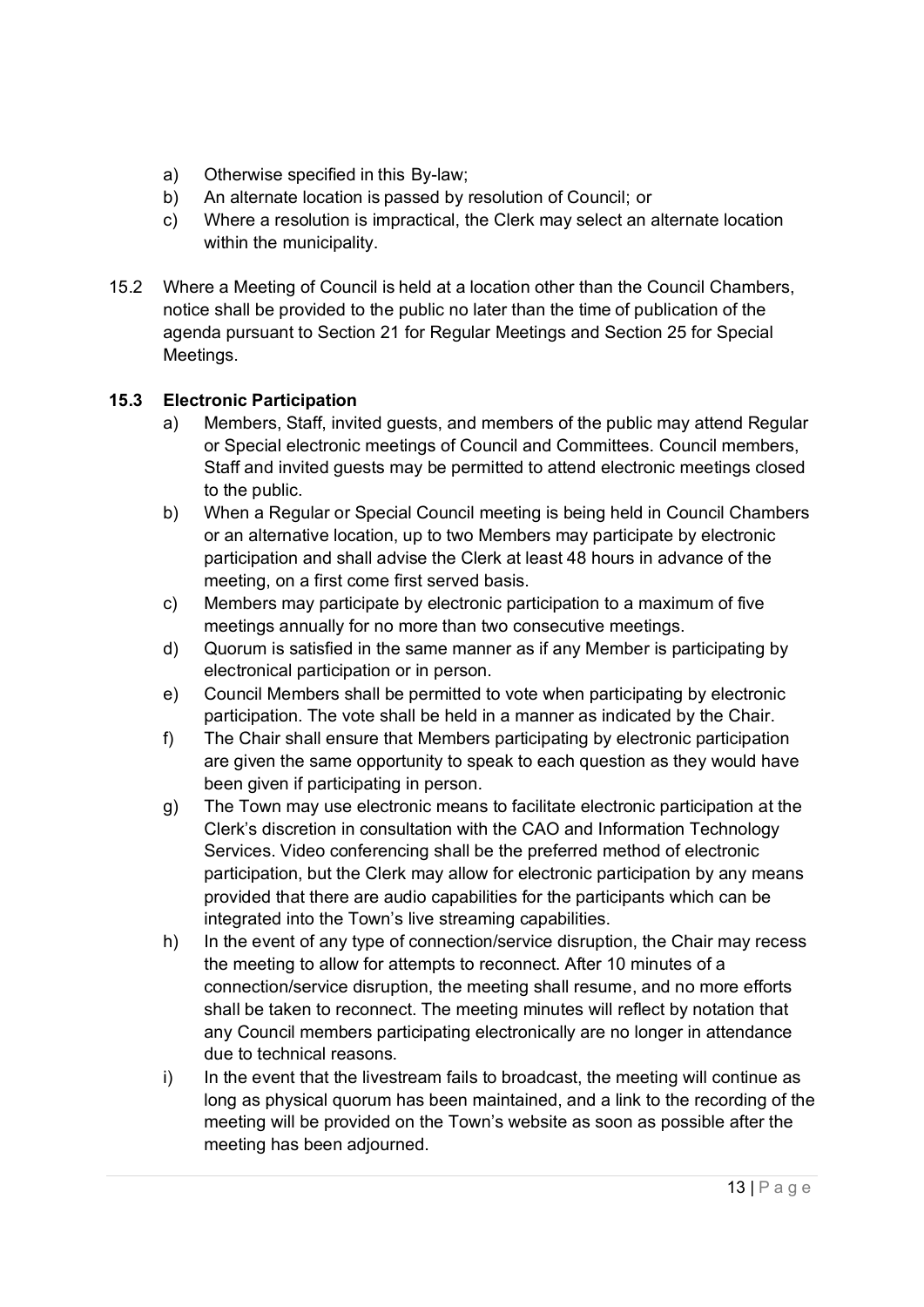a) Otherwise specified in this By-law;
b) An alternate location is passed by resolution of Council; or
c) Where a resolution is impractical, the Clerk may select an alternate location within the municipality.

15.2 Where a Meeting of Council is held at a location other than the Council Chambers, notice shall be provided to the public no later than the time of publication of the agenda pursuant to Section 21 for Regular Meetings and Section 25 for Special Meetings.

**15.3 Electronic Participation**

a) Members, Staff, invited guests, and members of the public may attend Regular or Special electronic meetings of Council and Committees. Council members, Staff and invited guests may be permitted to attend electronic meetings closed to the public.
b) When a Regular or Special Council meeting is being held in Council Chambers or an alternative location, up to two Members may participate by electronic participation and shall advise the Clerk at least 48 hours in advance of the meeting, on a first come first served basis.
c) Members may participate by electronic participation to a maximum of five meetings annually for no more than two consecutive meetings.
d) Quorum is satisfied in the same manner as if any Member is participating by electronical participation or in person.
e) Council Members shall be permitted to vote when participating by electronic participation. The vote shall be held in a manner as indicated by the Chair.
f) The Chair shall ensure that Members participating by electronic participation are given the same opportunity to speak to each question as they would have been given if participating in person.
g) The Town may use electronic means to facilitate electronic participation at the Clerk's discretion in consultation with the CAO and Information Technology Services. Video conferencing shall be the preferred method of electronic participation, but the Clerk may allow for electronic participation by any means provided that there are audio capabilities for the participants which can be integrated into the Town's live streaming capabilities.
h) In the event of any type of connection/service disruption, the Chair may recess the meeting to allow for attempts to reconnect. After 10 minutes of a connection/service disruption, the meeting shall resume, and no more efforts shall be taken to reconnect. The meeting minutes will reflect by notation that any Council members participating electronically are no longer in attendance due to technical reasons.
i) In the event that the livestream fails to broadcast, the meeting will continue as long as physical quorum has been maintained, and a link to the recording of the meeting will be provided on the Town's website as soon as possible after the meeting has been adjourned.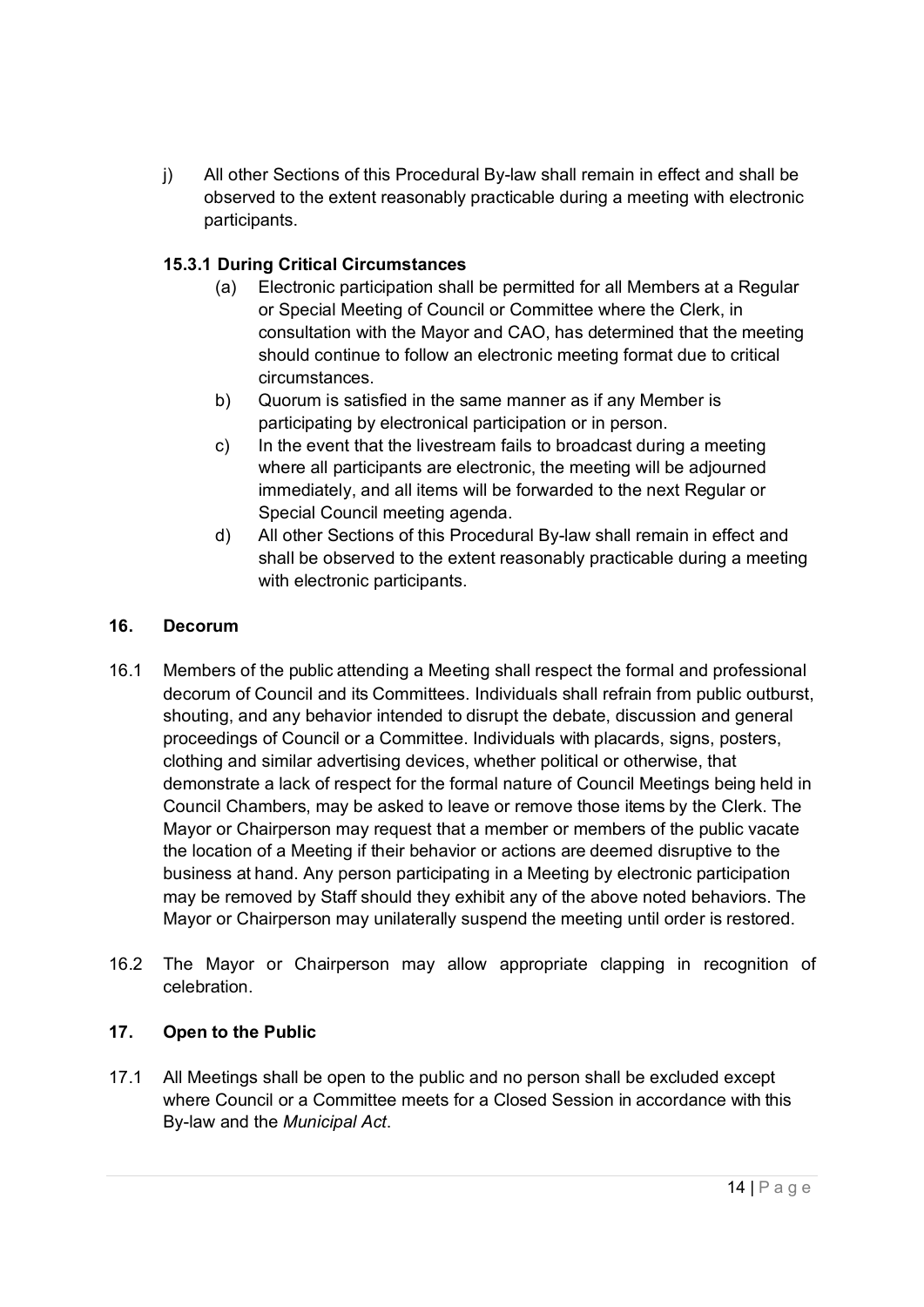j) All other Sections of this Procedural By-law shall remain in effect and shall be observed to the extent reasonably practicable during a meeting with electronic participants.

**15.3.1 During Critical Circumstances**

(a) Electronic participation shall be permitted for all Members at a Regular or Special Meeting of Council or Committee where the Clerk, in consultation with the Mayor and CAO, has determined that the meeting should continue to follow an electronic meeting format due to critical circumstances.

b) Quorum is satisfied in the same manner as if any Member is participating by electronical participation or in person.

c) In the event that the livestream fails to broadcast during a meeting where all participants are electronic, the meeting will be adjourned immediately, and all items will be forwarded to the next Regular or Special Council meeting agenda.

d) All other Sections of this Procedural By-law shall remain in effect and shall be observed to the extent reasonably practicable during a meeting with electronic participants.

## 16. Decorum

16.1 Members of the public attending a Meeting shall respect the formal and professional decorum of Council and its Committees. Individuals shall refrain from public outburst, shouting, and any behavior intended to disrupt the debate, discussion and general proceedings of Council or a Committee. Individuals with placards, signs, posters, clothing and similar advertising devices, whether political or otherwise, that demonstrate a lack of respect for the formal nature of Council Meetings being held in Council Chambers, may be asked to leave or remove those items by the Clerk. The Mayor or Chairperson may request that a member or members of the public vacate the location of a Meeting if their behavior or actions are deemed disruptive to the business at hand. Any person participating in a Meeting by electronic participation may be removed by Staff should they exhibit any of the above noted behaviors. The Mayor or Chairperson may unilaterally suspend the meeting until order is restored.

16.2 The Mayor or Chairperson may allow appropriate clapping in recognition of celebration.

## 17. Open to the Public

17.1 All Meetings shall be open to the public and no person shall be excluded except where Council or a Committee meets for a Closed Session in accordance with this By-law and the *Municipal Act*.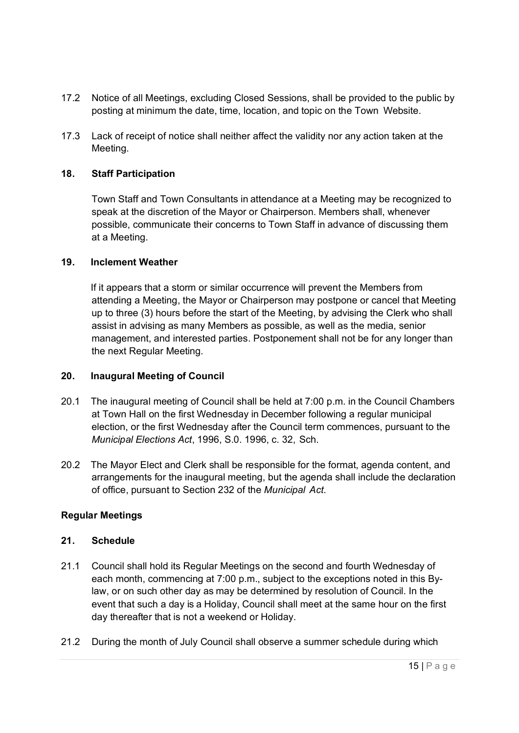17.2 Notice of all Meetings, excluding Closed Sessions, shall be provided to the public by posting at minimum the date, time, location, and topic on the Town Website.

17.3 Lack of receipt of notice shall neither affect the validity nor any action taken at the Meeting.

### 18. Staff Participation

Town Staff and Town Consultants in attendance at a Meeting may be recognized to speak at the discretion of the Mayor or Chairperson. Members shall, whenever possible, communicate their concerns to Town Staff in advance of discussing them at a Meeting.

### 19. Inclement Weather

If it appears that a storm or similar occurrence will prevent the Members from attending a Meeting, the Mayor or Chairperson may postpone or cancel that Meeting up to three (3) hours before the start of the Meeting, by advising the Clerk who shall assist in advising as many Members as possible, as well as the media, senior management, and interested parties. Postponement shall not be for any longer than the next Regular Meeting.

### 20. Inaugural Meeting of Council

20.1 The inaugural meeting of Council shall be held at 7:00 p.m. in the Council Chambers at Town Hall on the first Wednesday in December following a regular municipal election, or the first Wednesday after the Council term commences, pursuant to the *Municipal Elections Act*, 1996, S.0. 1996, c. 32, Sch.

20.2 The Mayor Elect and Clerk shall be responsible for the format, agenda content, and arrangements for the inaugural meeting, but the agenda shall include the declaration of office, pursuant to Section 232 of the *Municipal Act*.

## Regular Meetings

### 21. Schedule

21.1 Council shall hold its Regular Meetings on the second and fourth Wednesday of each month, commencing at 7:00 p.m., subject to the exceptions noted in this By-law, or on such other day as may be determined by resolution of Council. In the event that such a day is a Holiday, Council shall meet at the same hour on the first day thereafter that is not a weekend or Holiday.

21.2 During the month of July Council shall observe a summer schedule during which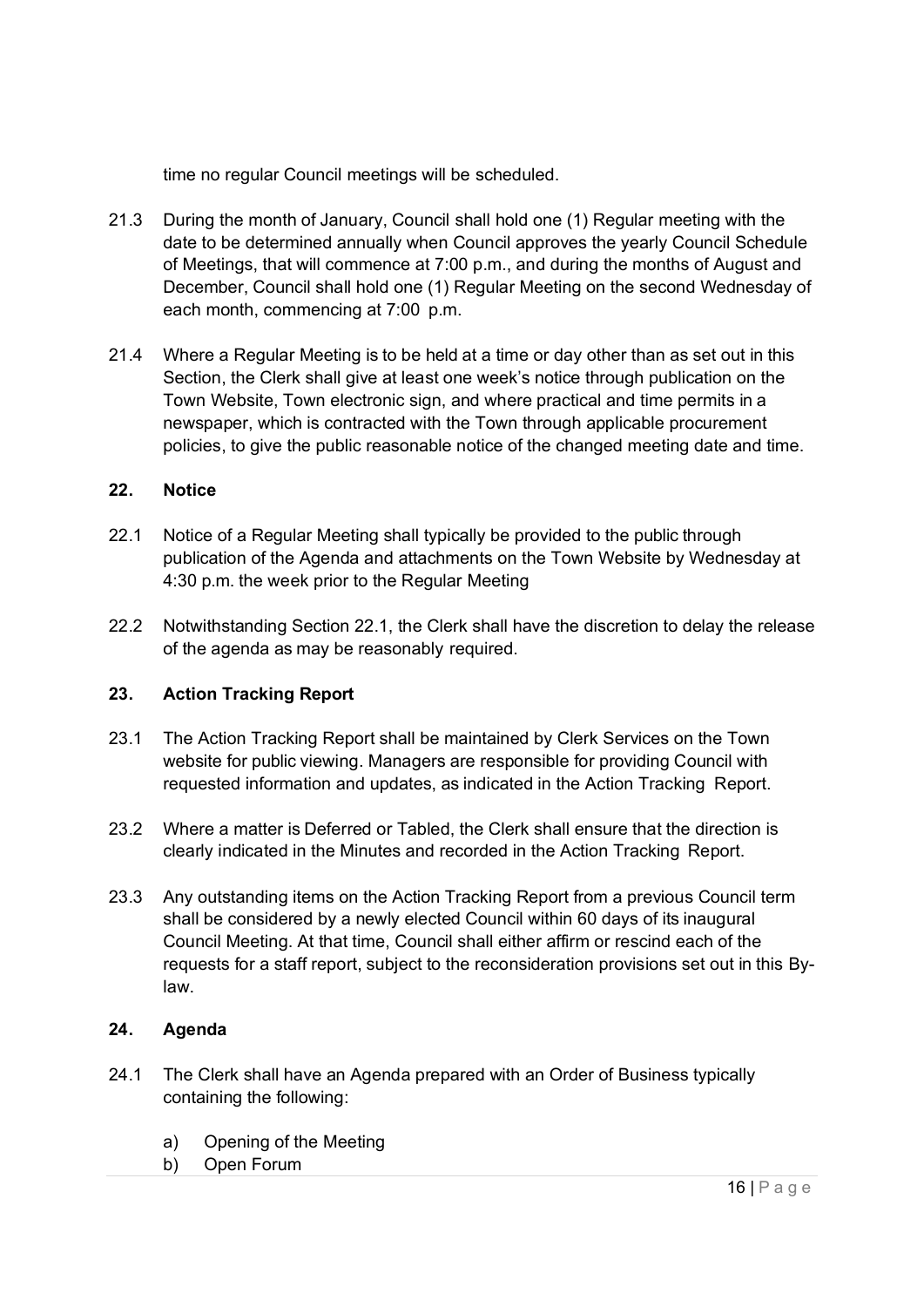time no regular Council meetings will be scheduled.

21.3 During the month of January, Council shall hold one (1) Regular meeting with the date to be determined annually when Council approves the yearly Council Schedule of Meetings, that will commence at 7:00 p.m., and during the months of August and December, Council shall hold one (1) Regular Meeting on the second Wednesday of each month, commencing at 7:00 p.m.

21.4 Where a Regular Meeting is to be held at a time or day other than as set out in this Section, the Clerk shall give at least one week's notice through publication on the Town Website, Town electronic sign, and where practical and time permits in a newspaper, which is contracted with the Town through applicable procurement policies, to give the public reasonable notice of the changed meeting date and time.

## 22. Notice

22.1 Notice of a Regular Meeting shall typically be provided to the public through publication of the Agenda and attachments on the Town Website by Wednesday at 4:30 p.m. the week prior to the Regular Meeting

22.2 Notwithstanding Section 22.1, the Clerk shall have the discretion to delay the release of the agenda as may be reasonably required.

## 23. Action Tracking Report

23.1 The Action Tracking Report shall be maintained by Clerk Services on the Town website for public viewing. Managers are responsible for providing Council with requested information and updates, as indicated in the Action Tracking Report.

23.2 Where a matter is Deferred or Tabled, the Clerk shall ensure that the direction is clearly indicated in the Minutes and recorded in the Action Tracking Report.

23.3 Any outstanding items on the Action Tracking Report from a previous Council term shall be considered by a newly elected Council within 60 days of its inaugural Council Meeting. At that time, Council shall either affirm or rescind each of the requests for a staff report, subject to the reconsideration provisions set out in this By-law.

## 24. Agenda

24.1 The Clerk shall have an Agenda prepared with an Order of Business typically containing the following:

a) Opening of the Meeting
b) Open Forum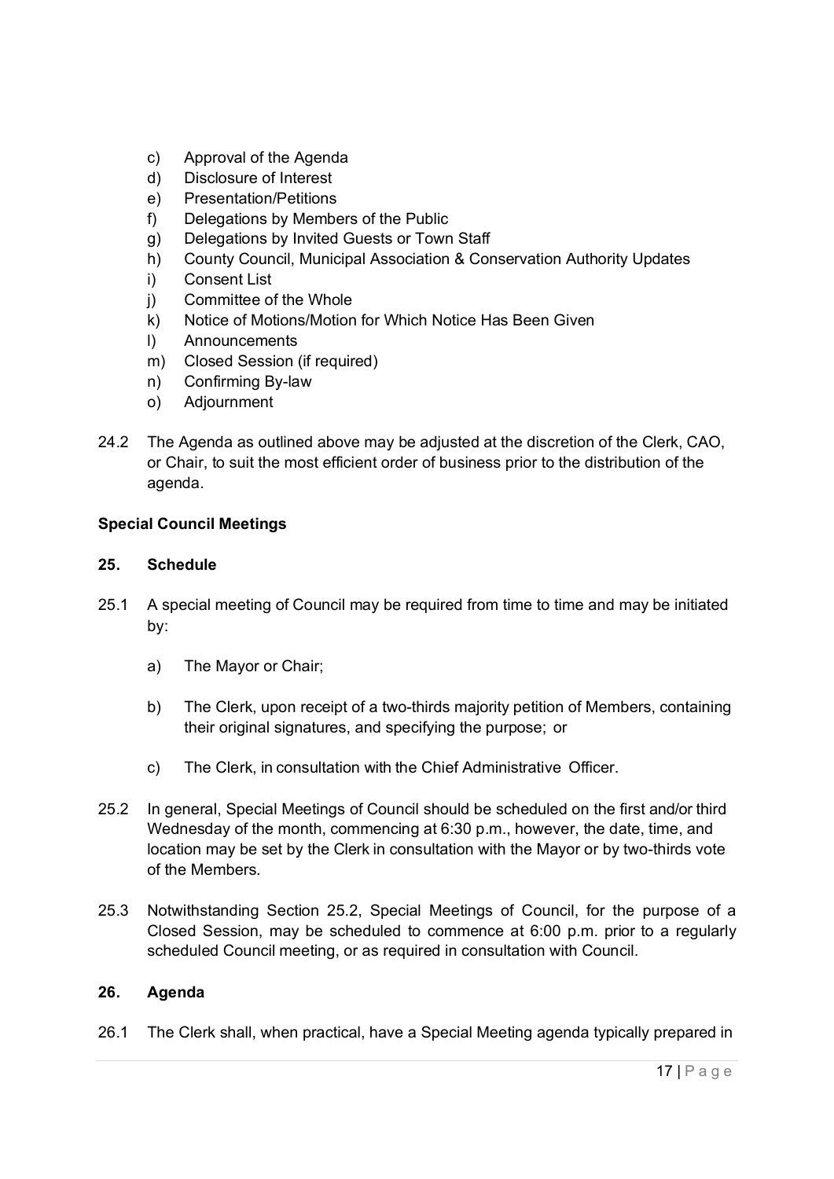c) Approval of the Agenda
d) Disclosure of Interest
e) Presentation/Petitions
f) Delegations by Members of the Public
g) Delegations by Invited Guests or Town Staff
h) County Council, Municipal Association & Conservation Authority Updates
i) Consent List
j) Committee of the Whole
k) Notice of Motions/Motion for Which Notice Has Been Given
l) Announcements
m) Closed Session (if required)
n) Confirming By-law
o) Adjournment

24.2 The Agenda as outlined above may be adjusted at the discretion of the Clerk, CAO, or Chair, to suit the most efficient order of business prior to the distribution of the agenda.

**Special Council Meetings**

**25. Schedule**

25.1 A special meeting of Council may be required from time to time and may be initiated by:

a) The Mayor or Chair;

b) The Clerk, upon receipt of a two-thirds majority petition of Members, containing their original signatures, and specifying the purpose; or

c) The Clerk, in consultation with the Chief Administrative Officer.

25.2 In general, Special Meetings of Council should be scheduled on the first and/or third Wednesday of the month, commencing at 6:30 p.m., however, the date, time, and location may be set by the Clerk in consultation with the Mayor or by two-thirds vote of the Members.

25.3 Notwithstanding Section 25.2, Special Meetings of Council, for the purpose of a Closed Session, may be scheduled to commence at 6:00 p.m. prior to a regularly scheduled Council meeting, or as required in consultation with Council.

**26. Agenda**

26.1 The Clerk shall, when practical, have a Special Meeting agenda typically prepared in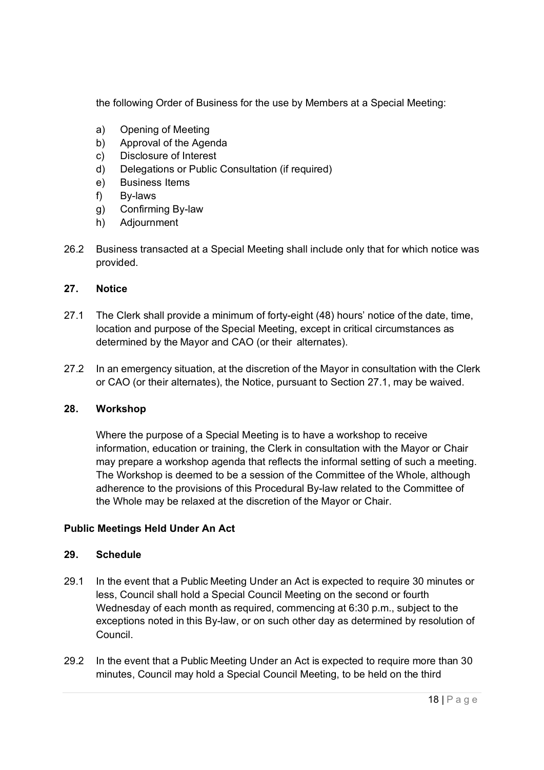the following Order of Business for the use by Members at a Special Meeting:

a) Opening of Meeting
b) Approval of the Agenda
c) Disclosure of Interest
d) Delegations or Public Consultation (if required)
e) Business Items
f) By-laws
g) Confirming By-law
h) Adjournment

26.2 Business transacted at a Special Meeting shall include only that for which notice was provided.

### 27. Notice

27.1 The Clerk shall provide a minimum of forty-eight (48) hours' notice of the date, time, location and purpose of the Special Meeting, except in critical circumstances as determined by the Mayor and CAO (or their alternates).

27.2 In an emergency situation, at the discretion of the Mayor in consultation with the Clerk or CAO (or their alternates), the Notice, pursuant to Section 27.1, may be waived.

### 28. Workshop

Where the purpose of a Special Meeting is to have a workshop to receive information, education or training, the Clerk in consultation with the Mayor or Chair may prepare a workshop agenda that reflects the informal setting of such a meeting. The Workshop is deemed to be a session of the Committee of the Whole, although adherence to the provisions of this Procedural By-law related to the Committee of the Whole may be relaxed at the discretion of the Mayor or Chair.

## Public Meetings Held Under An Act

### 29. Schedule

29.1 In the event that a Public Meeting Under an Act is expected to require 30 minutes or less, Council shall hold a Special Council Meeting on the second or fourth Wednesday of each month as required, commencing at 6:30 p.m., subject to the exceptions noted in this By-law, or on such other day as determined by resolution of Council.

29.2 In the event that a Public Meeting Under an Act is expected to require more than 30 minutes, Council may hold a Special Council Meeting, to be held on the third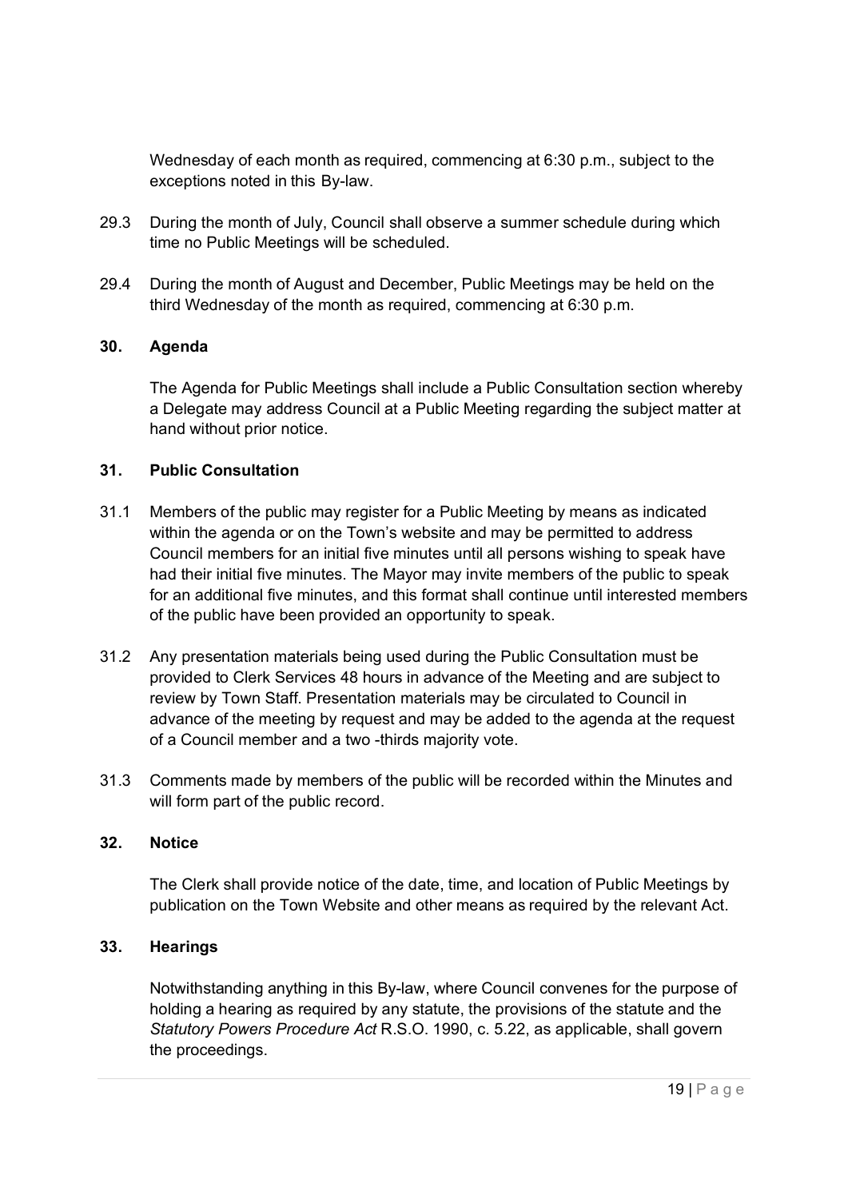Wednesday of each month as required, commencing at 6:30 p.m., subject to the exceptions noted in this By-law.

29.3 During the month of July, Council shall observe a summer schedule during which time no Public Meetings will be scheduled.

29.4 During the month of August and December, Public Meetings may be held on the third Wednesday of the month as required, commencing at 6:30 p.m.

### 30. Agenda

The Agenda for Public Meetings shall include a Public Consultation section whereby a Delegate may address Council at a Public Meeting regarding the subject matter at hand without prior notice.

### 31. Public Consultation

31.1 Members of the public may register for a Public Meeting by means as indicated within the agenda or on the Town's website and may be permitted to address Council members for an initial five minutes until all persons wishing to speak have had their initial five minutes. The Mayor may invite members of the public to speak for an additional five minutes, and this format shall continue until interested members of the public have been provided an opportunity to speak.

31.2 Any presentation materials being used during the Public Consultation must be provided to Clerk Services 48 hours in advance of the Meeting and are subject to review by Town Staff. Presentation materials may be circulated to Council in advance of the meeting by request and may be added to the agenda at the request of a Council member and a two -thirds majority vote.

31.3 Comments made by members of the public will be recorded within the Minutes and will form part of the public record.

### 32. Notice

The Clerk shall provide notice of the date, time, and location of Public Meetings by publication on the Town Website and other means as required by the relevant Act.

### 33. Hearings

Notwithstanding anything in this By-law, where Council convenes for the purpose of holding a hearing as required by any statute, the provisions of the statute and the *Statutory Powers Procedure Act* R.S.O. 1990, c. 5.22, as applicable, shall govern the proceedings.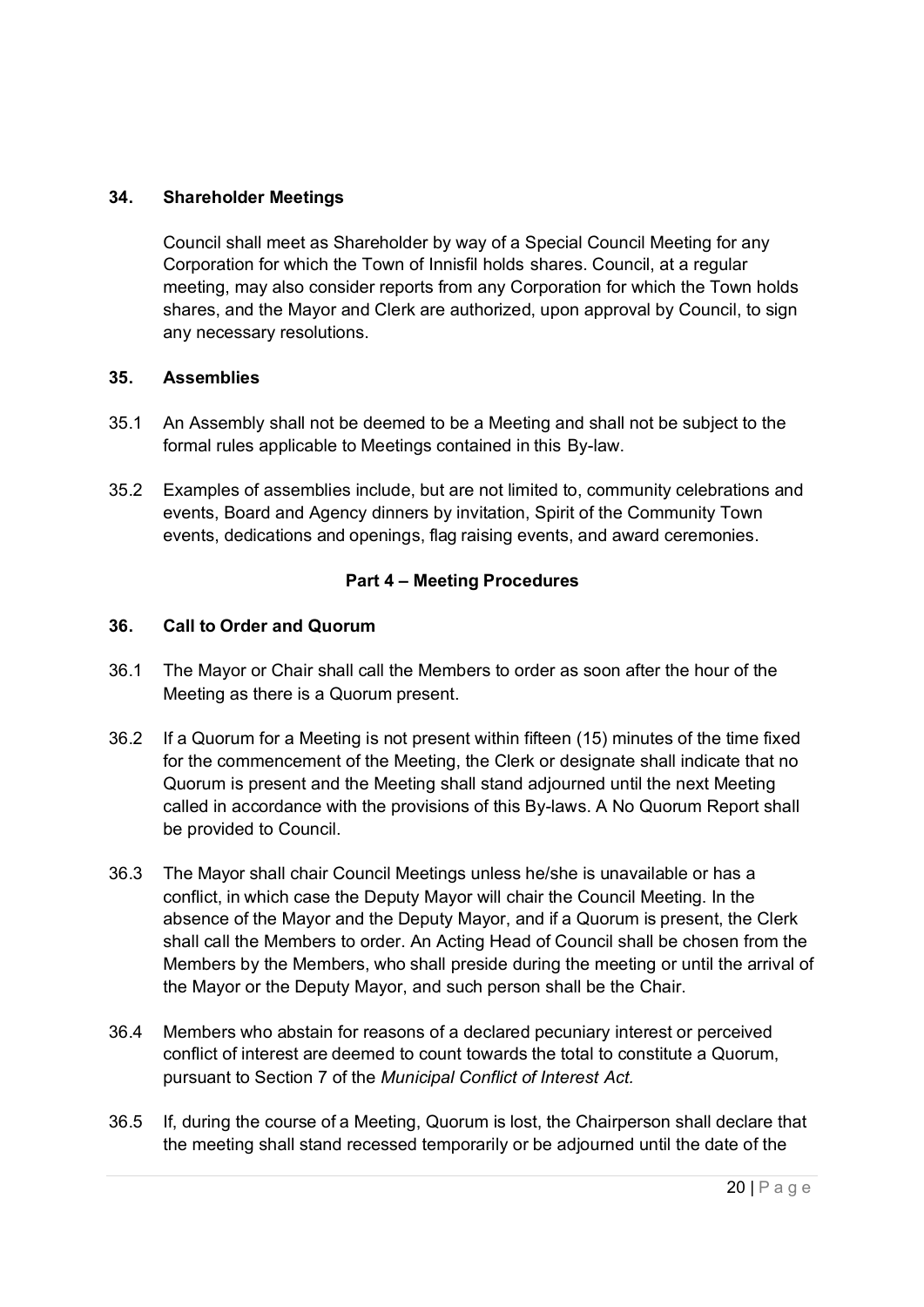### 34. Shareholder Meetings

Council shall meet as Shareholder by way of a Special Council Meeting for any Corporation for which the Town of Innisfil holds shares. Council, at a regular meeting, may also consider reports from any Corporation for which the Town holds shares, and the Mayor and Clerk are authorized, upon approval by Council, to sign any necessary resolutions.

### 35. Assemblies

35.1 An Assembly shall not be deemed to be a Meeting and shall not be subject to the formal rules applicable to Meetings contained in this By-law.

35.2 Examples of assemblies include, but are not limited to, community celebrations and events, Board and Agency dinners by invitation, Spirit of the Community Town events, dedications and openings, flag raising events, and award ceremonies.

## Part 4 – Meeting Procedures

### 36. Call to Order and Quorum

36.1 The Mayor or Chair shall call the Members to order as soon after the hour of the Meeting as there is a Quorum present.

36.2 If a Quorum for a Meeting is not present within fifteen (15) minutes of the time fixed for the commencement of the Meeting, the Clerk or designate shall indicate that no Quorum is present and the Meeting shall stand adjourned until the next Meeting called in accordance with the provisions of this By-laws. A No Quorum Report shall be provided to Council.

36.3 The Mayor shall chair Council Meetings unless he/she is unavailable or has a conflict, in which case the Deputy Mayor will chair the Council Meeting. In the absence of the Mayor and the Deputy Mayor, and if a Quorum is present, the Clerk shall call the Members to order. An Acting Head of Council shall be chosen from the Members by the Members, who shall preside during the meeting or until the arrival of the Mayor or the Deputy Mayor, and such person shall be the Chair.

36.4 Members who abstain for reasons of a declared pecuniary interest or perceived conflict of interest are deemed to count towards the total to constitute a Quorum, pursuant to Section 7 of the *Municipal Conflict of Interest Act.*

36.5 If, during the course of a Meeting, Quorum is lost, the Chairperson shall declare that the meeting shall stand recessed temporarily or be adjourned until the date of the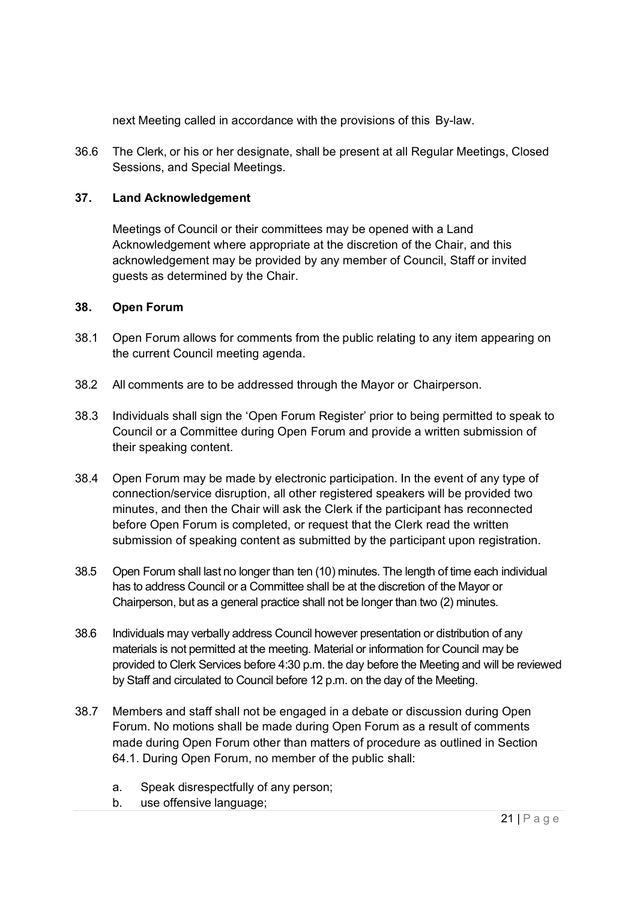next Meeting called in accordance with the provisions of this By-law.

36.6 The Clerk, or his or her designate, shall be present at all Regular Meetings, Closed Sessions, and Special Meetings.

### 37. Land Acknowledgement

Meetings of Council or their committees may be opened with a Land Acknowledgement where appropriate at the discretion of the Chair, and this acknowledgement may be provided by any member of Council, Staff or invited guests as determined by the Chair.

### 38. Open Forum

38.1 Open Forum allows for comments from the public relating to any item appearing on the current Council meeting agenda.

38.2 All comments are to be addressed through the Mayor or Chairperson.

38.3 Individuals shall sign the 'Open Forum Register' prior to being permitted to speak to Council or a Committee during Open Forum and provide a written submission of their speaking content.

38.4 Open Forum may be made by electronic participation. In the event of any type of connection/service disruption, all other registered speakers will be provided two minutes, and then the Chair will ask the Clerk if the participant has reconnected before Open Forum is completed, or request that the Clerk read the written submission of speaking content as submitted by the participant upon registration.

38.5 Open Forum shall last no longer than ten (10) minutes. The length of time each individual has to address Council or a Committee shall be at the discretion of the Mayor or Chairperson, but as a general practice shall not be longer than two (2) minutes.

38.6 Individuals may verbally address Council however presentation or distribution of any materials is not permitted at the meeting. Material or information for Council may be provided to Clerk Services before 4:30 p.m. the day before the Meeting and will be reviewed by Staff and circulated to Council before 12 p.m. on the day of the Meeting.

38.7 Members and staff shall not be engaged in a debate or discussion during Open Forum. No motions shall be made during Open Forum as a result of comments made during Open Forum other than matters of procedure as outlined in Section 64.1. During Open Forum, no member of the public shall:

a. Speak disrespectfully of any person;
b. use offensive language;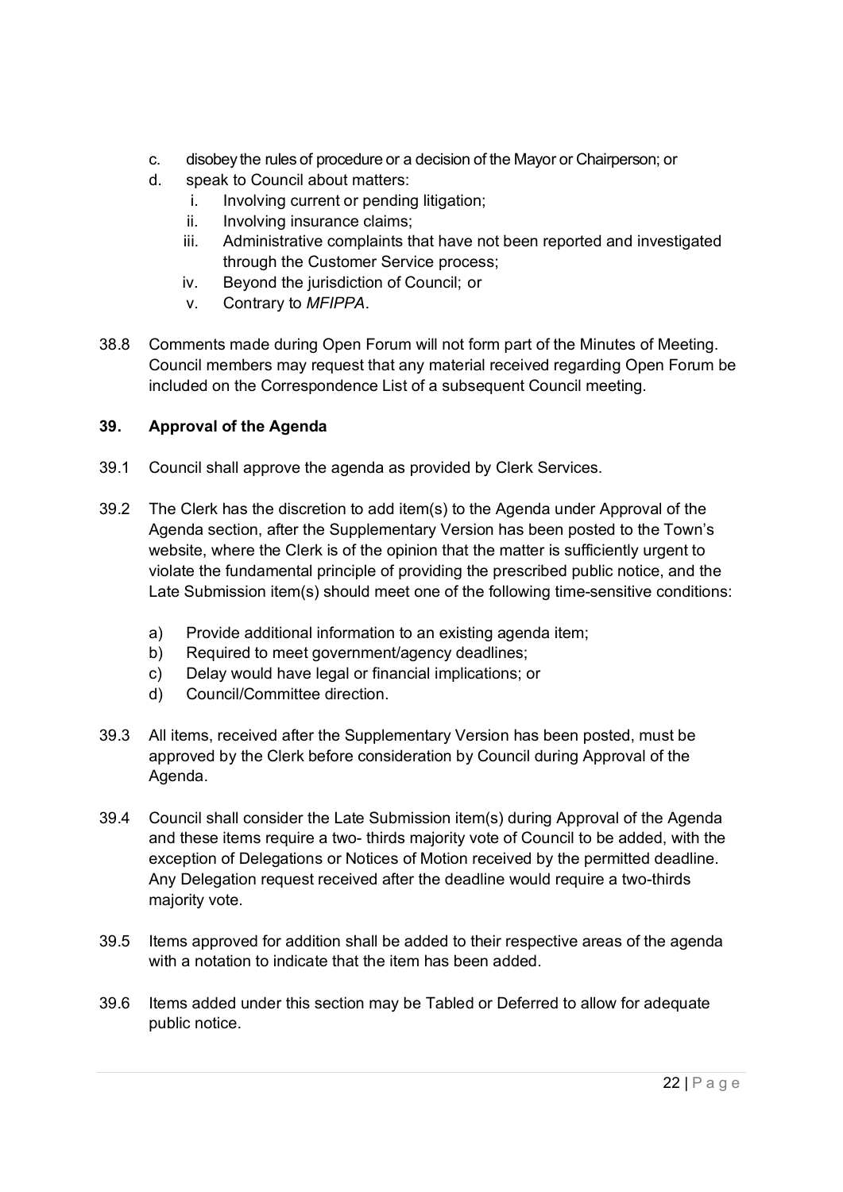c. disobey the rules of procedure or a decision of the Mayor or Chairperson; or
d. speak to Council about matters:
   i. Involving current or pending litigation;
   ii. Involving insurance claims;
   iii. Administrative complaints that have not been reported and investigated through the Customer Service process;
   iv. Beyond the jurisdiction of Council; or
   v. Contrary to *MFIPPA*.

38.8 Comments made during Open Forum will not form part of the Minutes of Meeting. Council members may request that any material received regarding Open Forum be included on the Correspondence List of a subsequent Council meeting.

### 39. Approval of the Agenda

39.1 Council shall approve the agenda as provided by Clerk Services.

39.2 The Clerk has the discretion to add item(s) to the Agenda under Approval of the Agenda section, after the Supplementary Version has been posted to the Town's website, where the Clerk is of the opinion that the matter is sufficiently urgent to violate the fundamental principle of providing the prescribed public notice, and the Late Submission item(s) should meet one of the following time-sensitive conditions:

a) Provide additional information to an existing agenda item;
b) Required to meet government/agency deadlines;
c) Delay would have legal or financial implications; or
d) Council/Committee direction.

39.3 All items, received after the Supplementary Version has been posted, must be approved by the Clerk before consideration by Council during Approval of the Agenda.

39.4 Council shall consider the Late Submission item(s) during Approval of the Agenda and these items require a two- thirds majority vote of Council to be added, with the exception of Delegations or Notices of Motion received by the permitted deadline. Any Delegation request received after the deadline would require a two-thirds majority vote.

39.5 Items approved for addition shall be added to their respective areas of the agenda with a notation to indicate that the item has been added.

39.6 Items added under this section may be Tabled or Deferred to allow for adequate public notice.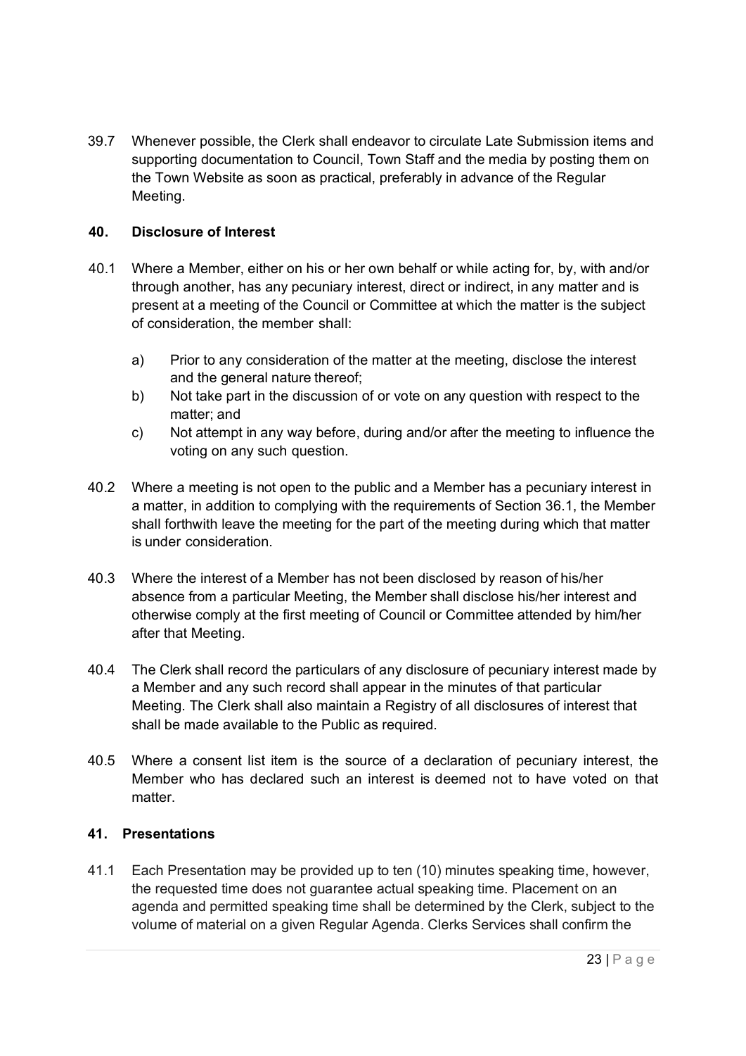39.7 Whenever possible, the Clerk shall endeavor to circulate Late Submission items and supporting documentation to Council, Town Staff and the media by posting them on the Town Website as soon as practical, preferably in advance of the Regular Meeting.

## 40. Disclosure of Interest

40.1 Where a Member, either on his or her own behalf or while acting for, by, with and/or through another, has any pecuniary interest, direct or indirect, in any matter and is present at a meeting of the Council or Committee at which the matter is the subject of consideration, the member shall:

a) Prior to any consideration of the matter at the meeting, disclose the interest and the general nature thereof;
b) Not take part in the discussion of or vote on any question with respect to the matter; and
c) Not attempt in any way before, during and/or after the meeting to influence the voting on any such question.

40.2 Where a meeting is not open to the public and a Member has a pecuniary interest in a matter, in addition to complying with the requirements of Section 36.1, the Member shall forthwith leave the meeting for the part of the meeting during which that matter is under consideration.

40.3 Where the interest of a Member has not been disclosed by reason of his/her absence from a particular Meeting, the Member shall disclose his/her interest and otherwise comply at the first meeting of Council or Committee attended by him/her after that Meeting.

40.4 The Clerk shall record the particulars of any disclosure of pecuniary interest made by a Member and any such record shall appear in the minutes of that particular Meeting. The Clerk shall also maintain a Registry of all disclosures of interest that shall be made available to the Public as required.

40.5 Where a consent list item is the source of a declaration of pecuniary interest, the Member who has declared such an interest is deemed not to have voted on that matter.

## 41. Presentations

41.1 Each Presentation may be provided up to ten (10) minutes speaking time, however, the requested time does not guarantee actual speaking time. Placement on an agenda and permitted speaking time shall be determined by the Clerk, subject to the volume of material on a given Regular Agenda. Clerks Services shall confirm the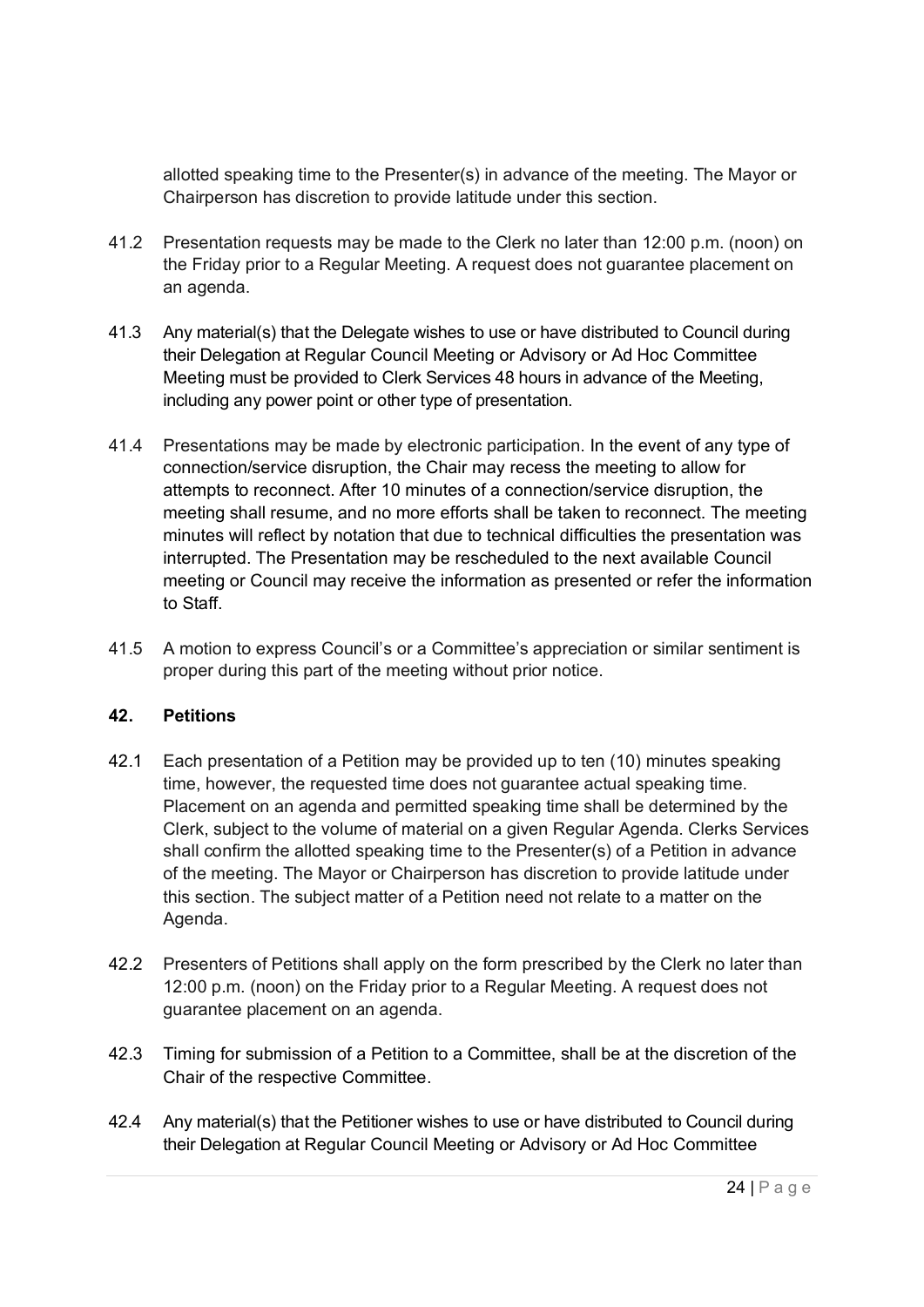allotted speaking time to the Presenter(s) in advance of the meeting. The Mayor or Chairperson has discretion to provide latitude under this section.

41.2 Presentation requests may be made to the Clerk no later than 12:00 p.m. (noon) on the Friday prior to a Regular Meeting. A request does not guarantee placement on an agenda.

41.3 Any material(s) that the Delegate wishes to use or have distributed to Council during their Delegation at Regular Council Meeting or Advisory or Ad Hoc Committee Meeting must be provided to Clerk Services 48 hours in advance of the Meeting, including any power point or other type of presentation.

41.4 Presentations may be made by electronic participation. In the event of any type of connection/service disruption, the Chair may recess the meeting to allow for attempts to reconnect. After 10 minutes of a connection/service disruption, the meeting shall resume, and no more efforts shall be taken to reconnect. The meeting minutes will reflect by notation that due to technical difficulties the presentation was interrupted. The Presentation may be rescheduled to the next available Council meeting or Council may receive the information as presented or refer the information to Staff.

41.5 A motion to express Council's or a Committee's appreciation or similar sentiment is proper during this part of the meeting without prior notice.

## 42. Petitions

42.1 Each presentation of a Petition may be provided up to ten (10) minutes speaking time, however, the requested time does not guarantee actual speaking time. Placement on an agenda and permitted speaking time shall be determined by the Clerk, subject to the volume of material on a given Regular Agenda. Clerks Services shall confirm the allotted speaking time to the Presenter(s) of a Petition in advance of the meeting. The Mayor or Chairperson has discretion to provide latitude under this section. The subject matter of a Petition need not relate to a matter on the Agenda.

42.2 Presenters of Petitions shall apply on the form prescribed by the Clerk no later than 12:00 p.m. (noon) on the Friday prior to a Regular Meeting. A request does not guarantee placement on an agenda.

42.3 Timing for submission of a Petition to a Committee, shall be at the discretion of the Chair of the respective Committee.

42.4 Any material(s) that the Petitioner wishes to use or have distributed to Council during their Delegation at Regular Council Meeting or Advisory or Ad Hoc Committee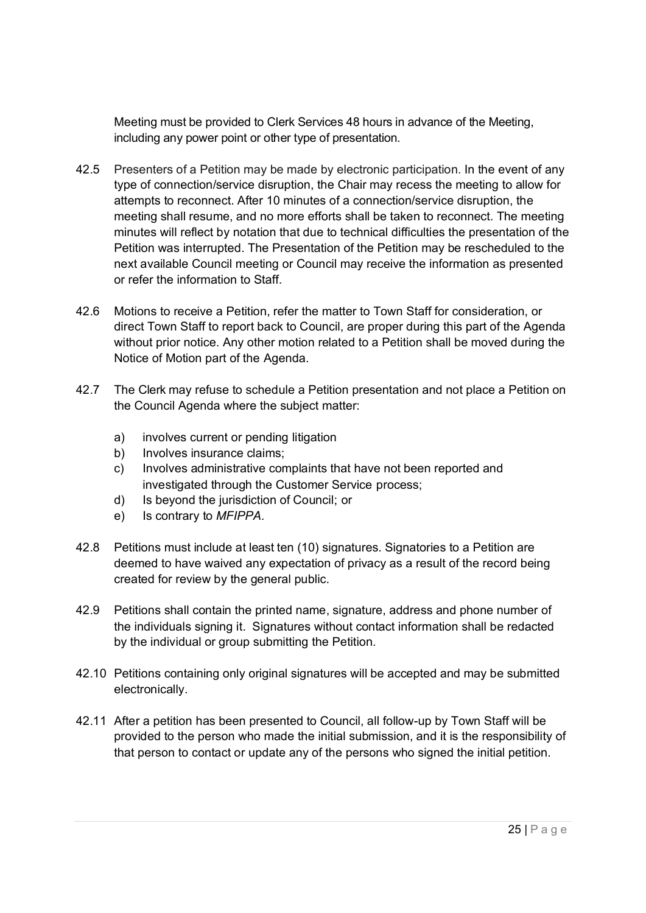Meeting must be provided to Clerk Services 48 hours in advance of the Meeting, including any power point or other type of presentation.

42.5 Presenters of a Petition may be made by electronic participation. In the event of any type of connection/service disruption, the Chair may recess the meeting to allow for attempts to reconnect. After 10 minutes of a connection/service disruption, the meeting shall resume, and no more efforts shall be taken to reconnect. The meeting minutes will reflect by notation that due to technical difficulties the presentation of the Petition was interrupted. The Presentation of the Petition may be rescheduled to the next available Council meeting or Council may receive the information as presented or refer the information to Staff.

42.6 Motions to receive a Petition, refer the matter to Town Staff for consideration, or direct Town Staff to report back to Council, are proper during this part of the Agenda without prior notice. Any other motion related to a Petition shall be moved during the Notice of Motion part of the Agenda.

42.7 The Clerk may refuse to schedule a Petition presentation and not place a Petition on the Council Agenda where the subject matter:

a) involves current or pending litigation
b) Involves insurance claims;
c) Involves administrative complaints that have not been reported and investigated through the Customer Service process;
d) Is beyond the jurisdiction of Council; or
e) Is contrary to *MFIPPA*.

42.8 Petitions must include at least ten (10) signatures. Signatories to a Petition are deemed to have waived any expectation of privacy as a result of the record being created for review by the general public.

42.9 Petitions shall contain the printed name, signature, address and phone number of the individuals signing it. Signatures without contact information shall be redacted by the individual or group submitting the Petition.

42.10 Petitions containing only original signatures will be accepted and may be submitted electronically.

42.11 After a petition has been presented to Council, all follow-up by Town Staff will be provided to the person who made the initial submission, and it is the responsibility of that person to contact or update any of the persons who signed the initial petition.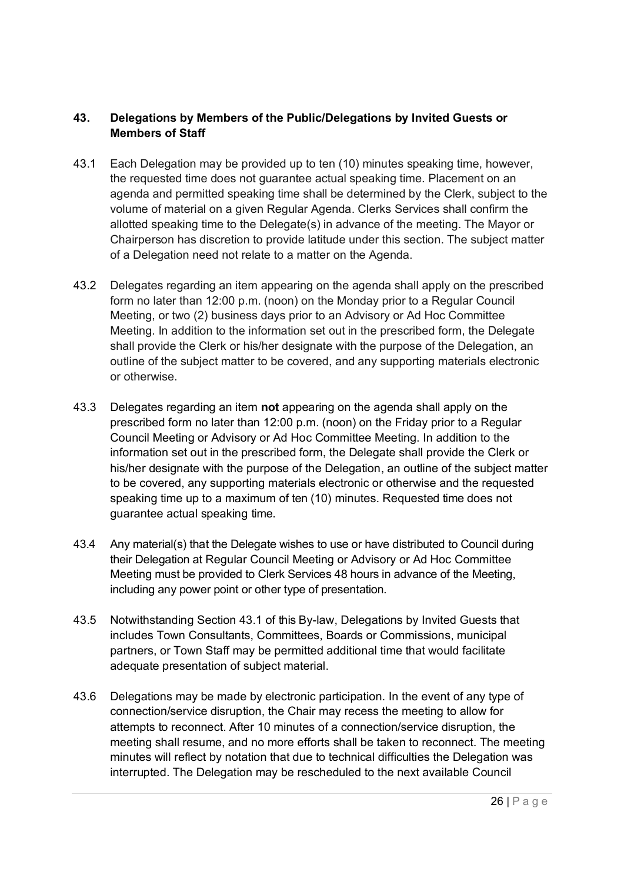### 43. Delegations by Members of the Public/Delegations by Invited Guests or Members of Staff

43.1 Each Delegation may be provided up to ten (10) minutes speaking time, however, the requested time does not guarantee actual speaking time. Placement on an agenda and permitted speaking time shall be determined by the Clerk, subject to the volume of material on a given Regular Agenda. Clerks Services shall confirm the allotted speaking time to the Delegate(s) in advance of the meeting. The Mayor or Chairperson has discretion to provide latitude under this section. The subject matter of a Delegation need not relate to a matter on the Agenda.

43.2 Delegates regarding an item appearing on the agenda shall apply on the prescribed form no later than 12:00 p.m. (noon) on the Monday prior to a Regular Council Meeting, or two (2) business days prior to an Advisory or Ad Hoc Committee Meeting. In addition to the information set out in the prescribed form, the Delegate shall provide the Clerk or his/her designate with the purpose of the Delegation, an outline of the subject matter to be covered, and any supporting materials electronic or otherwise.

43.3 Delegates regarding an item **not** appearing on the agenda shall apply on the prescribed form no later than 12:00 p.m. (noon) on the Friday prior to a Regular Council Meeting or Advisory or Ad Hoc Committee Meeting. In addition to the information set out in the prescribed form, the Delegate shall provide the Clerk or his/her designate with the purpose of the Delegation, an outline of the subject matter to be covered, any supporting materials electronic or otherwise and the requested speaking time up to a maximum of ten (10) minutes. Requested time does not guarantee actual speaking time.

43.4 Any material(s) that the Delegate wishes to use or have distributed to Council during their Delegation at Regular Council Meeting or Advisory or Ad Hoc Committee Meeting must be provided to Clerk Services 48 hours in advance of the Meeting, including any power point or other type of presentation.

43.5 Notwithstanding Section 43.1 of this By-law, Delegations by Invited Guests that includes Town Consultants, Committees, Boards or Commissions, municipal partners, or Town Staff may be permitted additional time that would facilitate adequate presentation of subject material.

43.6 Delegations may be made by electronic participation. In the event of any type of connection/service disruption, the Chair may recess the meeting to allow for attempts to reconnect. After 10 minutes of a connection/service disruption, the meeting shall resume, and no more efforts shall be taken to reconnect. The meeting minutes will reflect by notation that due to technical difficulties the Delegation was interrupted. The Delegation may be rescheduled to the next available Council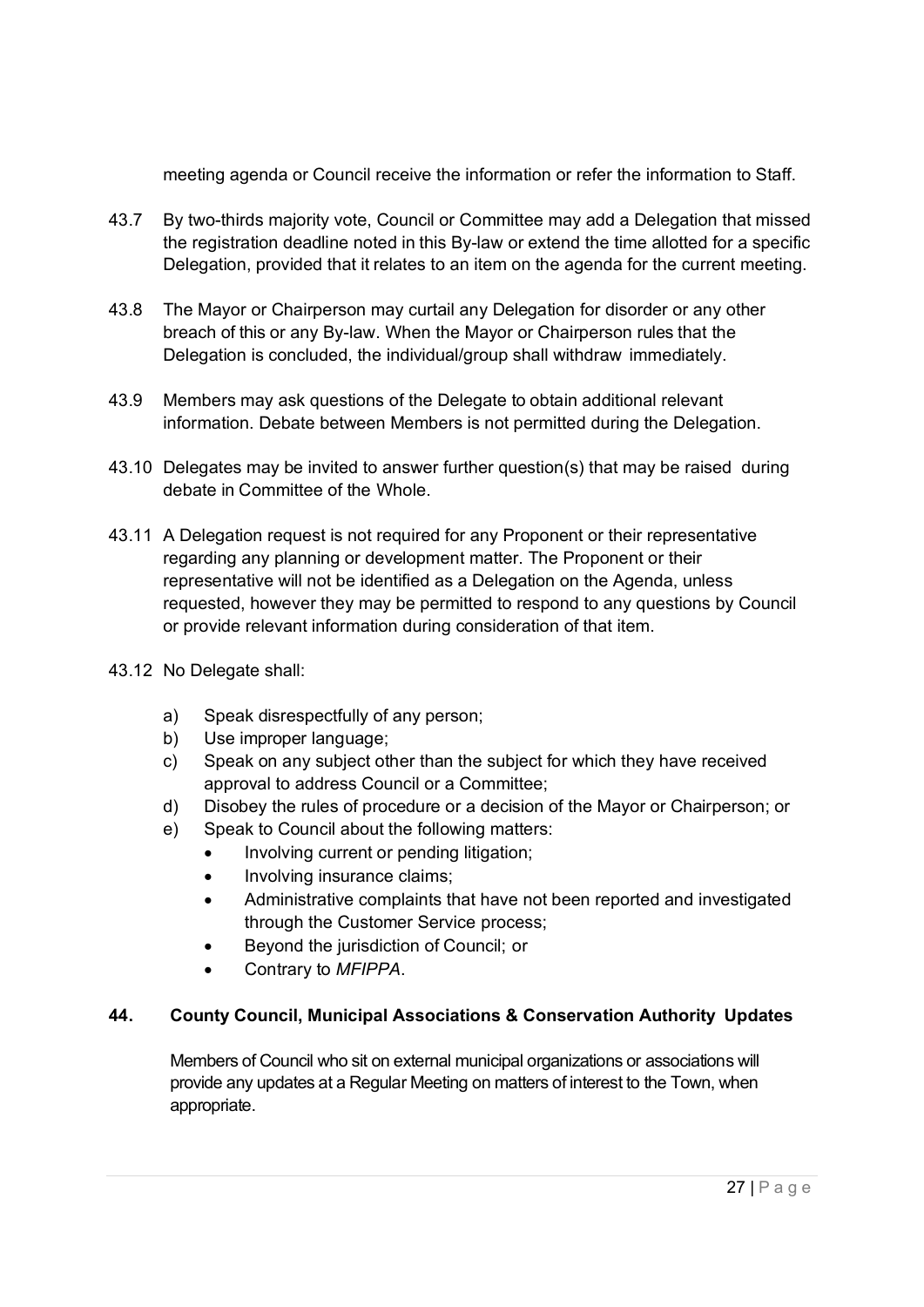meeting agenda or Council receive the information or refer the information to Staff.

43.7 By two-thirds majority vote, Council or Committee may add a Delegation that missed the registration deadline noted in this By-law or extend the time allotted for a specific Delegation, provided that it relates to an item on the agenda for the current meeting.

43.8 The Mayor or Chairperson may curtail any Delegation for disorder or any other breach of this or any By-law. When the Mayor or Chairperson rules that the Delegation is concluded, the individual/group shall withdraw immediately.

43.9 Members may ask questions of the Delegate to obtain additional relevant information. Debate between Members is not permitted during the Delegation.

43.10 Delegates may be invited to answer further question(s) that may be raised during debate in Committee of the Whole.

43.11 A Delegation request is not required for any Proponent or their representative regarding any planning or development matter. The Proponent or their representative will not be identified as a Delegation on the Agenda, unless requested, however they may be permitted to respond to any questions by Council or provide relevant information during consideration of that item.

43.12 No Delegate shall:

a) Speak disrespectfully of any person;
b) Use improper language;
c) Speak on any subject other than the subject for which they have received approval to address Council or a Committee;
d) Disobey the rules of procedure or a decision of the Mayor or Chairperson; or
e) Speak to Council about the following matters:
   - Involving current or pending litigation;
   - Involving insurance claims;
   - Administrative complaints that have not been reported and investigated through the Customer Service process;
   - Beyond the jurisdiction of Council; or
   - Contrary to *MFIPPA*.

### 44. County Council, Municipal Associations & Conservation Authority Updates

Members of Council who sit on external municipal organizations or associations will provide any updates at a Regular Meeting on matters of interest to the Town, when appropriate.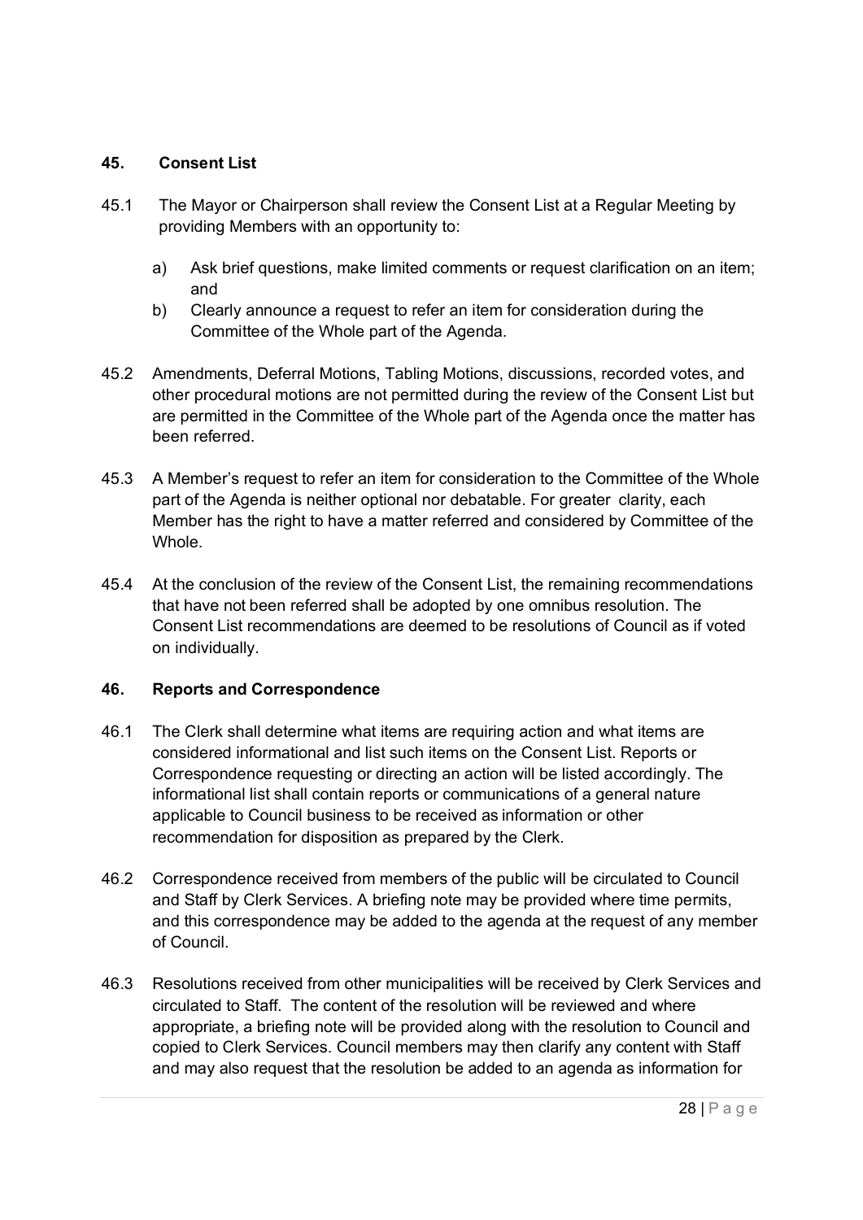## 45. Consent List

45.1 The Mayor or Chairperson shall review the Consent List at a Regular Meeting by providing Members with an opportunity to:

a) Ask brief questions, make limited comments or request clarification on an item; and
b) Clearly announce a request to refer an item for consideration during the Committee of the Whole part of the Agenda.

45.2 Amendments, Deferral Motions, Tabling Motions, discussions, recorded votes, and other procedural motions are not permitted during the review of the Consent List but are permitted in the Committee of the Whole part of the Agenda once the matter has been referred.

45.3 A Member's request to refer an item for consideration to the Committee of the Whole part of the Agenda is neither optional nor debatable. For greater clarity, each Member has the right to have a matter referred and considered by Committee of the Whole.

45.4 At the conclusion of the review of the Consent List, the remaining recommendations that have not been referred shall be adopted by one omnibus resolution. The Consent List recommendations are deemed to be resolutions of Council as if voted on individually.

## 46. Reports and Correspondence

46.1 The Clerk shall determine what items are requiring action and what items are considered informational and list such items on the Consent List. Reports or Correspondence requesting or directing an action will be listed accordingly. The informational list shall contain reports or communications of a general nature applicable to Council business to be received as information or other recommendation for disposition as prepared by the Clerk.

46.2 Correspondence received from members of the public will be circulated to Council and Staff by Clerk Services. A briefing note may be provided where time permits, and this correspondence may be added to the agenda at the request of any member of Council.

46.3 Resolutions received from other municipalities will be received by Clerk Services and circulated to Staff. The content of the resolution will be reviewed and where appropriate, a briefing note will be provided along with the resolution to Council and copied to Clerk Services. Council members may then clarify any content with Staff and may also request that the resolution be added to an agenda as information for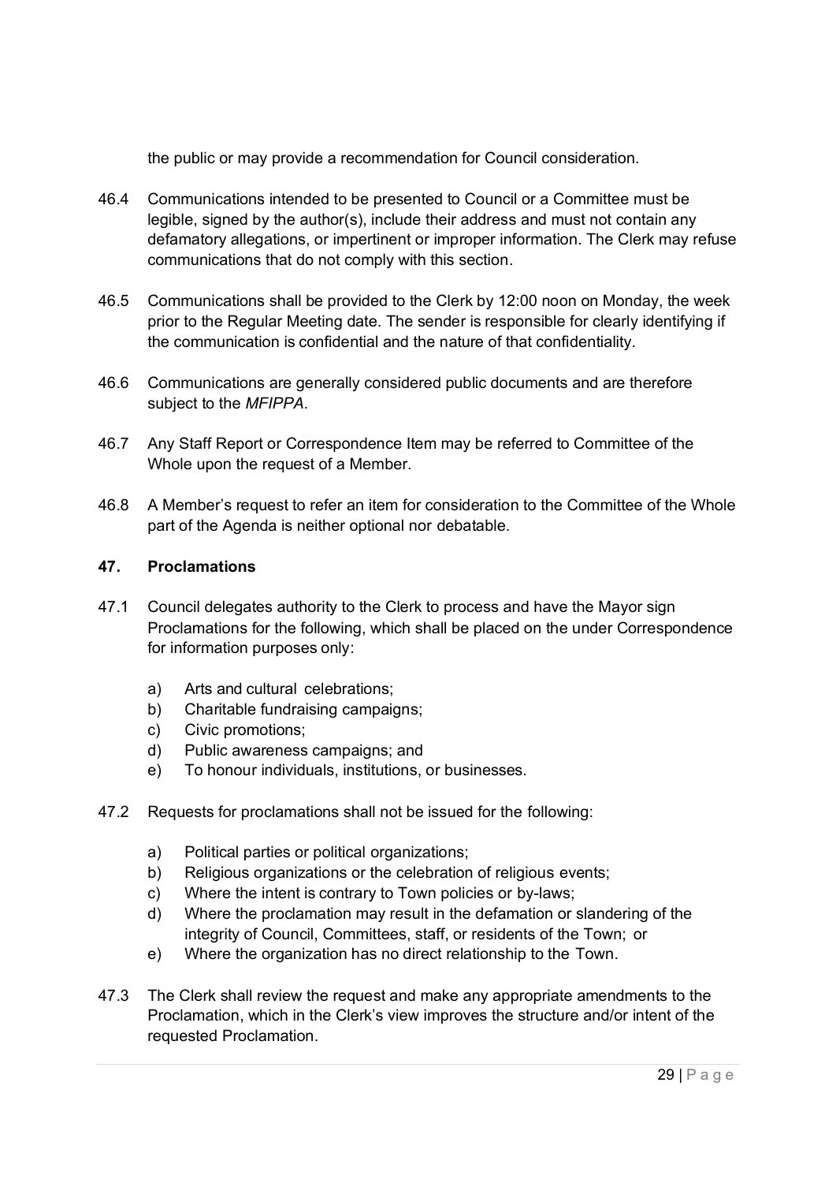the public or may provide a recommendation for Council consideration.

46.4 Communications intended to be presented to Council or a Committee must be legible, signed by the author(s), include their address and must not contain any defamatory allegations, or impertinent or improper information. The Clerk may refuse communications that do not comply with this section.

46.5 Communications shall be provided to the Clerk by 12:00 noon on Monday, the week prior to the Regular Meeting date. The sender is responsible for clearly identifying if the communication is confidential and the nature of that confidentiality.

46.6 Communications are generally considered public documents and are therefore subject to the *MFIPPA*.

46.7 Any Staff Report or Correspondence Item may be referred to Committee of the Whole upon the request of a Member.

46.8 A Member's request to refer an item for consideration to the Committee of the Whole part of the Agenda is neither optional nor debatable.

### 47. Proclamations

47.1 Council delegates authority to the Clerk to process and have the Mayor sign Proclamations for the following, which shall be placed on the under Correspondence for information purposes only:

a) Arts and cultural celebrations;
b) Charitable fundraising campaigns;
c) Civic promotions;
d) Public awareness campaigns; and
e) To honour individuals, institutions, or businesses.

47.2 Requests for proclamations shall not be issued for the following:

a) Political parties or political organizations;
b) Religious organizations or the celebration of religious events;
c) Where the intent is contrary to Town policies or by-laws;
d) Where the proclamation may result in the defamation or slandering of the integrity of Council, Committees, staff, or residents of the Town; or
e) Where the organization has no direct relationship to the Town.

47.3 The Clerk shall review the request and make any appropriate amendments to the Proclamation, which in the Clerk's view improves the structure and/or intent of the requested Proclamation.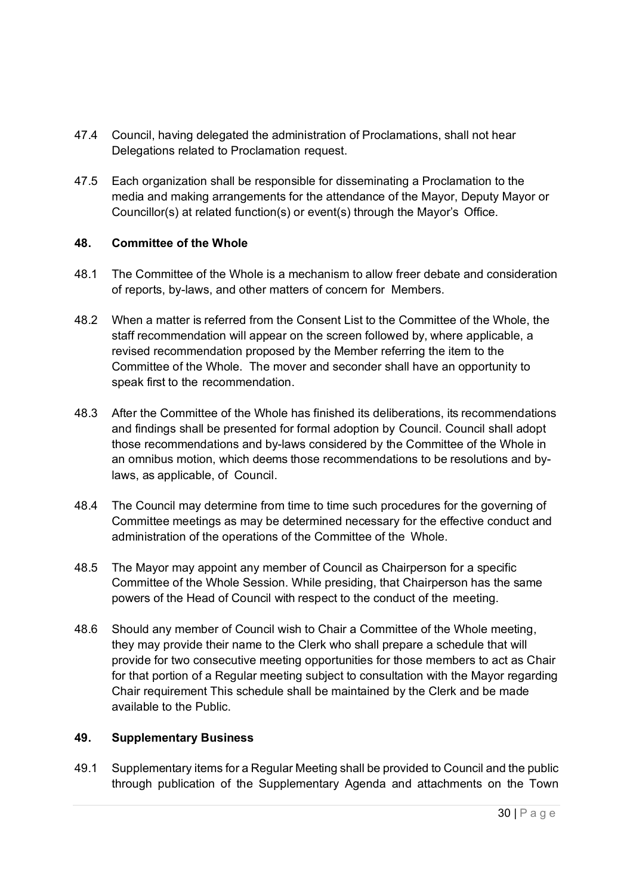47.4 Council, having delegated the administration of Proclamations, shall not hear Delegations related to Proclamation request.

47.5 Each organization shall be responsible for disseminating a Proclamation to the media and making arrangements for the attendance of the Mayor, Deputy Mayor or Councillor(s) at related function(s) or event(s) through the Mayor's Office.

## 48. Committee of the Whole

48.1 The Committee of the Whole is a mechanism to allow freer debate and consideration of reports, by-laws, and other matters of concern for Members.

48.2 When a matter is referred from the Consent List to the Committee of the Whole, the staff recommendation will appear on the screen followed by, where applicable, a revised recommendation proposed by the Member referring the item to the Committee of the Whole. The mover and seconder shall have an opportunity to speak first to the recommendation.

48.3 After the Committee of the Whole has finished its deliberations, its recommendations and findings shall be presented for formal adoption by Council. Council shall adopt those recommendations and by-laws considered by the Committee of the Whole in an omnibus motion, which deems those recommendations to be resolutions and by-laws, as applicable, of Council.

48.4 The Council may determine from time to time such procedures for the governing of Committee meetings as may be determined necessary for the effective conduct and administration of the operations of the Committee of the Whole.

48.5 The Mayor may appoint any member of Council as Chairperson for a specific Committee of the Whole Session. While presiding, that Chairperson has the same powers of the Head of Council with respect to the conduct of the meeting.

48.6 Should any member of Council wish to Chair a Committee of the Whole meeting, they may provide their name to the Clerk who shall prepare a schedule that will provide for two consecutive meeting opportunities for those members to act as Chair for that portion of a Regular meeting subject to consultation with the Mayor regarding Chair requirement This schedule shall be maintained by the Clerk and be made available to the Public.

## 49. Supplementary Business

49.1 Supplementary items for a Regular Meeting shall be provided to Council and the public through publication of the Supplementary Agenda and attachments on the Town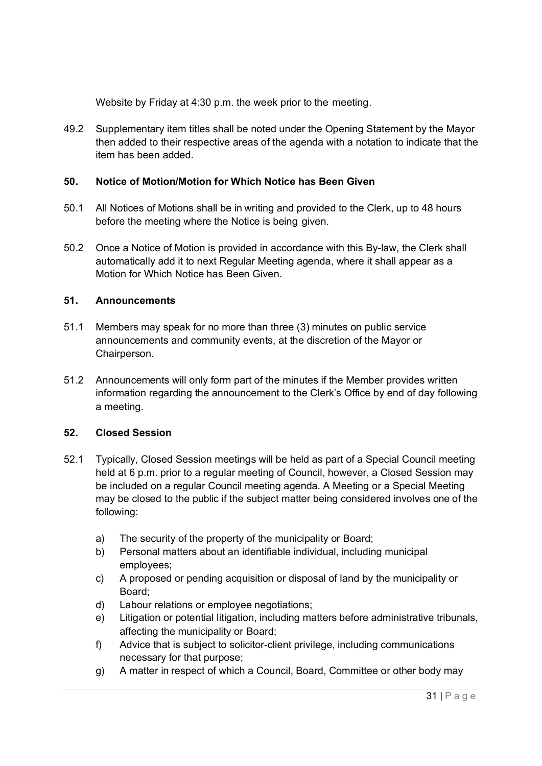Website by Friday at 4:30 p.m. the week prior to the meeting.

49.2 Supplementary item titles shall be noted under the Opening Statement by the Mayor then added to their respective areas of the agenda with a notation to indicate that the item has been added.

### 50. Notice of Motion/Motion for Which Notice has Been Given

50.1 All Notices of Motions shall be in writing and provided to the Clerk, up to 48 hours before the meeting where the Notice is being given.

50.2 Once a Notice of Motion is provided in accordance with this By-law, the Clerk shall automatically add it to next Regular Meeting agenda, where it shall appear as a Motion for Which Notice has Been Given.

### 51. Announcements

51.1 Members may speak for no more than three (3) minutes on public service announcements and community events, at the discretion of the Mayor or Chairperson.

51.2 Announcements will only form part of the minutes if the Member provides written information regarding the announcement to the Clerk's Office by end of day following a meeting.

### 52. Closed Session

52.1 Typically, Closed Session meetings will be held as part of a Special Council meeting held at 6 p.m. prior to a regular meeting of Council, however, a Closed Session may be included on a regular Council meeting agenda. A Meeting or a Special Meeting may be closed to the public if the subject matter being considered involves one of the following:

a) The security of the property of the municipality or Board;
b) Personal matters about an identifiable individual, including municipal employees;
c) A proposed or pending acquisition or disposal of land by the municipality or Board;
d) Labour relations or employee negotiations;
e) Litigation or potential litigation, including matters before administrative tribunals, affecting the municipality or Board;
f) Advice that is subject to solicitor-client privilege, including communications necessary for that purpose;
g) A matter in respect of which a Council, Board, Committee or other body may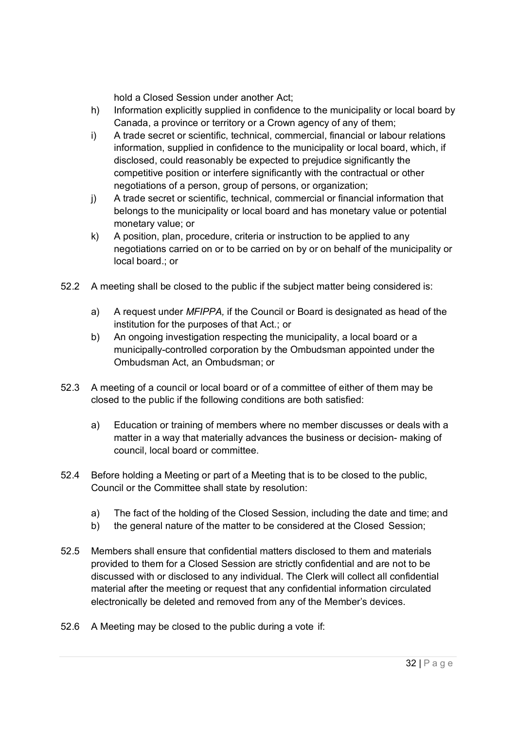hold a Closed Session under another Act;

h) Information explicitly supplied in confidence to the municipality or local board by Canada, a province or territory or a Crown agency of any of them;
i) A trade secret or scientific, technical, commercial, financial or labour relations information, supplied in confidence to the municipality or local board, which, if disclosed, could reasonably be expected to prejudice significantly the competitive position or interfere significantly with the contractual or other negotiations of a person, group of persons, or organization;
j) A trade secret or scientific, technical, commercial or financial information that belongs to the municipality or local board and has monetary value or potential monetary value; or
k) A position, plan, procedure, criteria or instruction to be applied to any negotiations carried on or to be carried on by or on behalf of the municipality or local board.; or

52.2 A meeting shall be closed to the public if the subject matter being considered is:

a) A request under *MFIPPA,* if the Council or Board is designated as head of the institution for the purposes of that Act.; or
b) An ongoing investigation respecting the municipality, a local board or a municipally-controlled corporation by the Ombudsman appointed under the Ombudsman Act, an Ombudsman; or

52.3 A meeting of a council or local board or of a committee of either of them may be closed to the public if the following conditions are both satisfied:

a) Education or training of members where no member discusses or deals with a matter in a way that materially advances the business or decision- making of council, local board or committee.

52.4 Before holding a Meeting or part of a Meeting that is to be closed to the public, Council or the Committee shall state by resolution:

a) The fact of the holding of the Closed Session, including the date and time; and
b) the general nature of the matter to be considered at the Closed Session;

52.5 Members shall ensure that confidential matters disclosed to them and materials provided to them for a Closed Session are strictly confidential and are not to be discussed with or disclosed to any individual. The Clerk will collect all confidential material after the meeting or request that any confidential information circulated electronically be deleted and removed from any of the Member's devices.

52.6 A Meeting may be closed to the public during a vote if: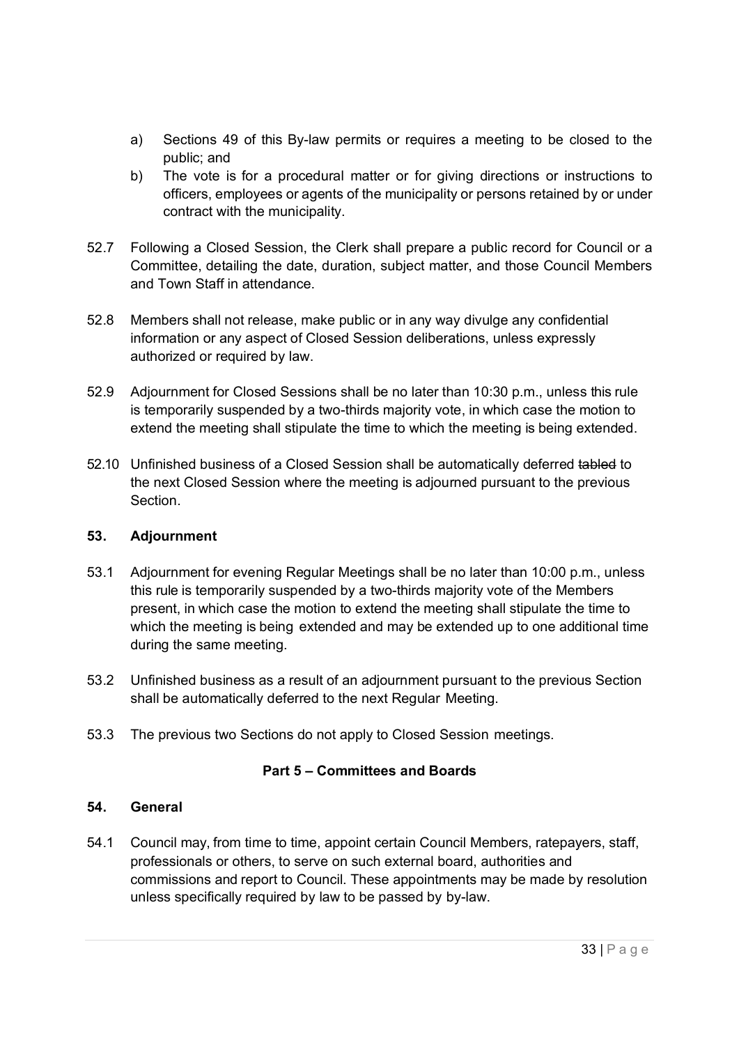a) Sections 49 of this By-law permits or requires a meeting to be closed to the public; and
b) The vote is for a procedural matter or for giving directions or instructions to officers, employees or agents of the municipality or persons retained by or under contract with the municipality.

52.7 Following a Closed Session, the Clerk shall prepare a public record for Council or a Committee, detailing the date, duration, subject matter, and those Council Members and Town Staff in attendance.

52.8 Members shall not release, make public or in any way divulge any confidential information or any aspect of Closed Session deliberations, unless expressly authorized or required by law.

52.9 Adjournment for Closed Sessions shall be no later than 10:30 p.m., unless this rule is temporarily suspended by a two-thirds majority vote, in which case the motion to extend the meeting shall stipulate the time to which the meeting is being extended.

52.10 Unfinished business of a Closed Session shall be automatically deferred ~~tabled~~ to the next Closed Session where the meeting is adjourned pursuant to the previous Section.

### 53. Adjournment

53.1 Adjournment for evening Regular Meetings shall be no later than 10:00 p.m., unless this rule is temporarily suspended by a two-thirds majority vote of the Members present, in which case the motion to extend the meeting shall stipulate the time to which the meeting is being extended and may be extended up to one additional time during the same meeting.

53.2 Unfinished business as a result of an adjournment pursuant to the previous Section shall be automatically deferred to the next Regular Meeting.

53.3 The previous two Sections do not apply to Closed Session meetings.

## Part 5 – Committees and Boards

### 54. General

54.1 Council may, from time to time, appoint certain Council Members, ratepayers, staff, professionals or others, to serve on such external board, authorities and commissions and report to Council. These appointments may be made by resolution unless specifically required by law to be passed by by-law.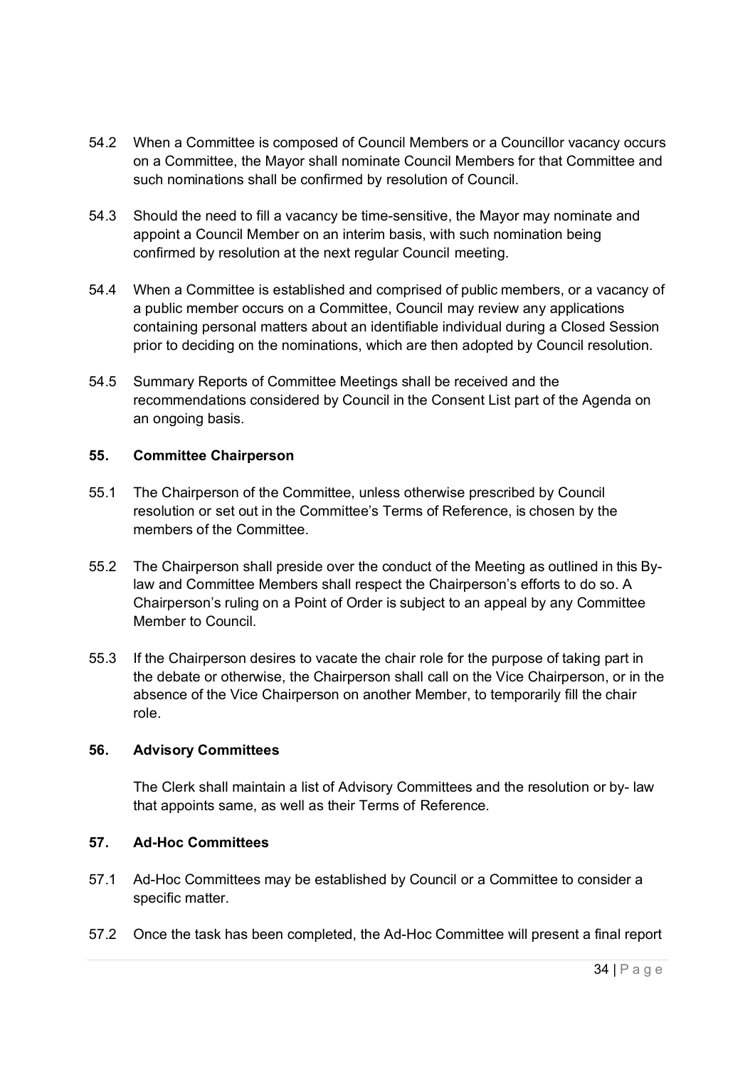54.2 When a Committee is composed of Council Members or a Councillor vacancy occurs on a Committee, the Mayor shall nominate Council Members for that Committee and such nominations shall be confirmed by resolution of Council.

54.3 Should the need to fill a vacancy be time-sensitive, the Mayor may nominate and appoint a Council Member on an interim basis, with such nomination being confirmed by resolution at the next regular Council meeting.

54.4 When a Committee is established and comprised of public members, or a vacancy of a public member occurs on a Committee, Council may review any applications containing personal matters about an identifiable individual during a Closed Session prior to deciding on the nominations, which are then adopted by Council resolution.

54.5 Summary Reports of Committee Meetings shall be received and the recommendations considered by Council in the Consent List part of the Agenda on an ongoing basis.

## 55. Committee Chairperson

55.1 The Chairperson of the Committee, unless otherwise prescribed by Council resolution or set out in the Committee's Terms of Reference, is chosen by the members of the Committee.

55.2 The Chairperson shall preside over the conduct of the Meeting as outlined in this By-law and Committee Members shall respect the Chairperson's efforts to do so. A Chairperson's ruling on a Point of Order is subject to an appeal by any Committee Member to Council.

55.3 If the Chairperson desires to vacate the chair role for the purpose of taking part in the debate or otherwise, the Chairperson shall call on the Vice Chairperson, or in the absence of the Vice Chairperson on another Member, to temporarily fill the chair role.

## 56. Advisory Committees

The Clerk shall maintain a list of Advisory Committees and the resolution or by- law that appoints same, as well as their Terms of Reference.

## 57. Ad-Hoc Committees

57.1 Ad-Hoc Committees may be established by Council or a Committee to consider a specific matter.

57.2 Once the task has been completed, the Ad-Hoc Committee will present a final report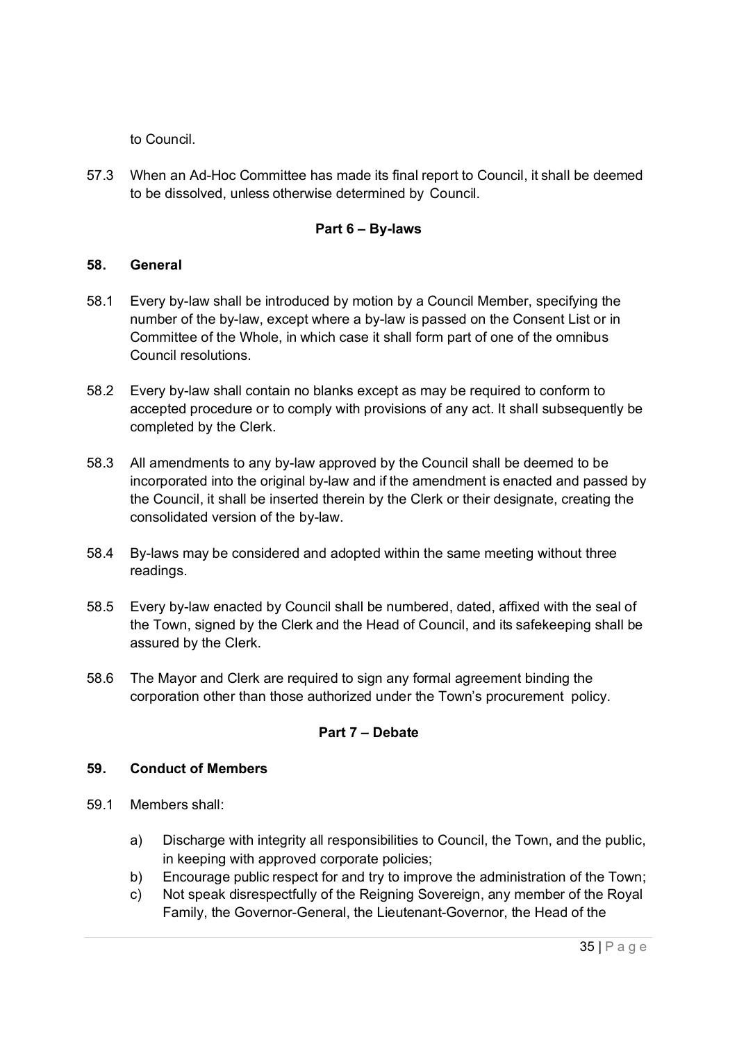to Council.

57.3 When an Ad-Hoc Committee has made its final report to Council, it shall be deemed to be dissolved, unless otherwise determined by Council.

## Part 6 – By-laws

### 58. General

58.1 Every by-law shall be introduced by motion by a Council Member, specifying the number of the by-law, except where a by-law is passed on the Consent List or in Committee of the Whole, in which case it shall form part of one of the omnibus Council resolutions.

58.2 Every by-law shall contain no blanks except as may be required to conform to accepted procedure or to comply with provisions of any act. It shall subsequently be completed by the Clerk.

58.3 All amendments to any by-law approved by the Council shall be deemed to be incorporated into the original by-law and if the amendment is enacted and passed by the Council, it shall be inserted therein by the Clerk or their designate, creating the consolidated version of the by-law.

58.4 By-laws may be considered and adopted within the same meeting without three readings.

58.5 Every by-law enacted by Council shall be numbered, dated, affixed with the seal of the Town, signed by the Clerk and the Head of Council, and its safekeeping shall be assured by the Clerk.

58.6 The Mayor and Clerk are required to sign any formal agreement binding the corporation other than those authorized under the Town's procurement policy.

## Part 7 – Debate

### 59. Conduct of Members

59.1 Members shall:

a) Discharge with integrity all responsibilities to Council, the Town, and the public, in keeping with approved corporate policies;
b) Encourage public respect for and try to improve the administration of the Town;
c) Not speak disrespectfully of the Reigning Sovereign, any member of the Royal Family, the Governor-General, the Lieutenant-Governor, the Head of the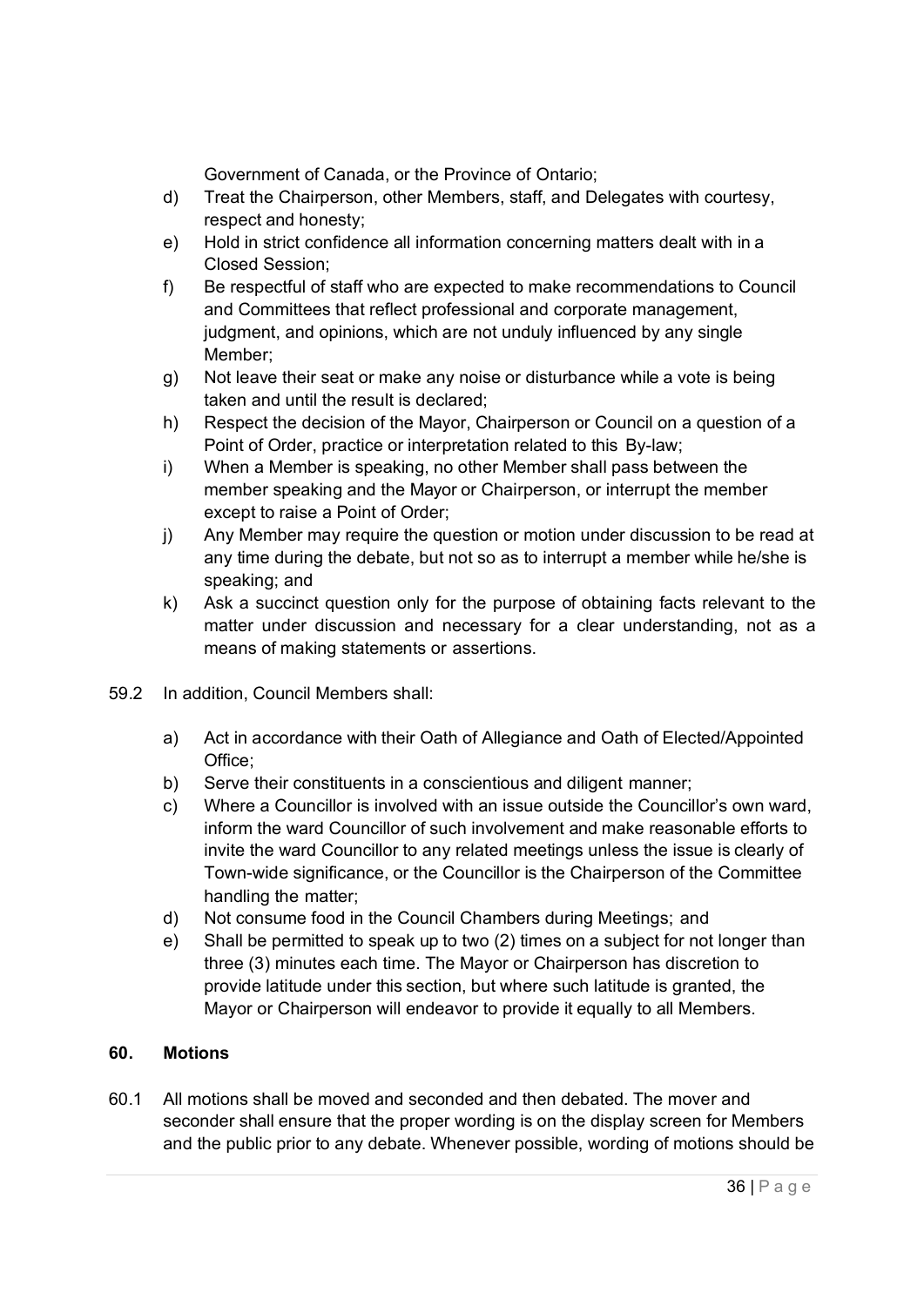Government of Canada, or the Province of Ontario;

d) Treat the Chairperson, other Members, staff, and Delegates with courtesy, respect and honesty;

e) Hold in strict confidence all information concerning matters dealt with in a Closed Session;

f) Be respectful of staff who are expected to make recommendations to Council and Committees that reflect professional and corporate management, judgment, and opinions, which are not unduly influenced by any single Member;

g) Not leave their seat or make any noise or disturbance while a vote is being taken and until the result is declared;

h) Respect the decision of the Mayor, Chairperson or Council on a question of a Point of Order, practice or interpretation related to this By-law;

i) When a Member is speaking, no other Member shall pass between the member speaking and the Mayor or Chairperson, or interrupt the member except to raise a Point of Order;

j) Any Member may require the question or motion under discussion to be read at any time during the debate, but not so as to interrupt a member while he/she is speaking; and

k) Ask a succinct question only for the purpose of obtaining facts relevant to the matter under discussion and necessary for a clear understanding, not as a means of making statements or assertions.

59.2 In addition, Council Members shall:

a) Act in accordance with their Oath of Allegiance and Oath of Elected/Appointed Office;

b) Serve their constituents in a conscientious and diligent manner;

c) Where a Councillor is involved with an issue outside the Councillor's own ward, inform the ward Councillor of such involvement and make reasonable efforts to invite the ward Councillor to any related meetings unless the issue is clearly of Town-wide significance, or the Councillor is the Chairperson of the Committee handling the matter;

d) Not consume food in the Council Chambers during Meetings; and

e) Shall be permitted to speak up to two (2) times on a subject for not longer than three (3) minutes each time. The Mayor or Chairperson has discretion to provide latitude under this section, but where such latitude is granted, the Mayor or Chairperson will endeavor to provide it equally to all Members.

## 60. Motions

60.1 All motions shall be moved and seconded and then debated. The mover and seconder shall ensure that the proper wording is on the display screen for Members and the public prior to any debate. Whenever possible, wording of motions should be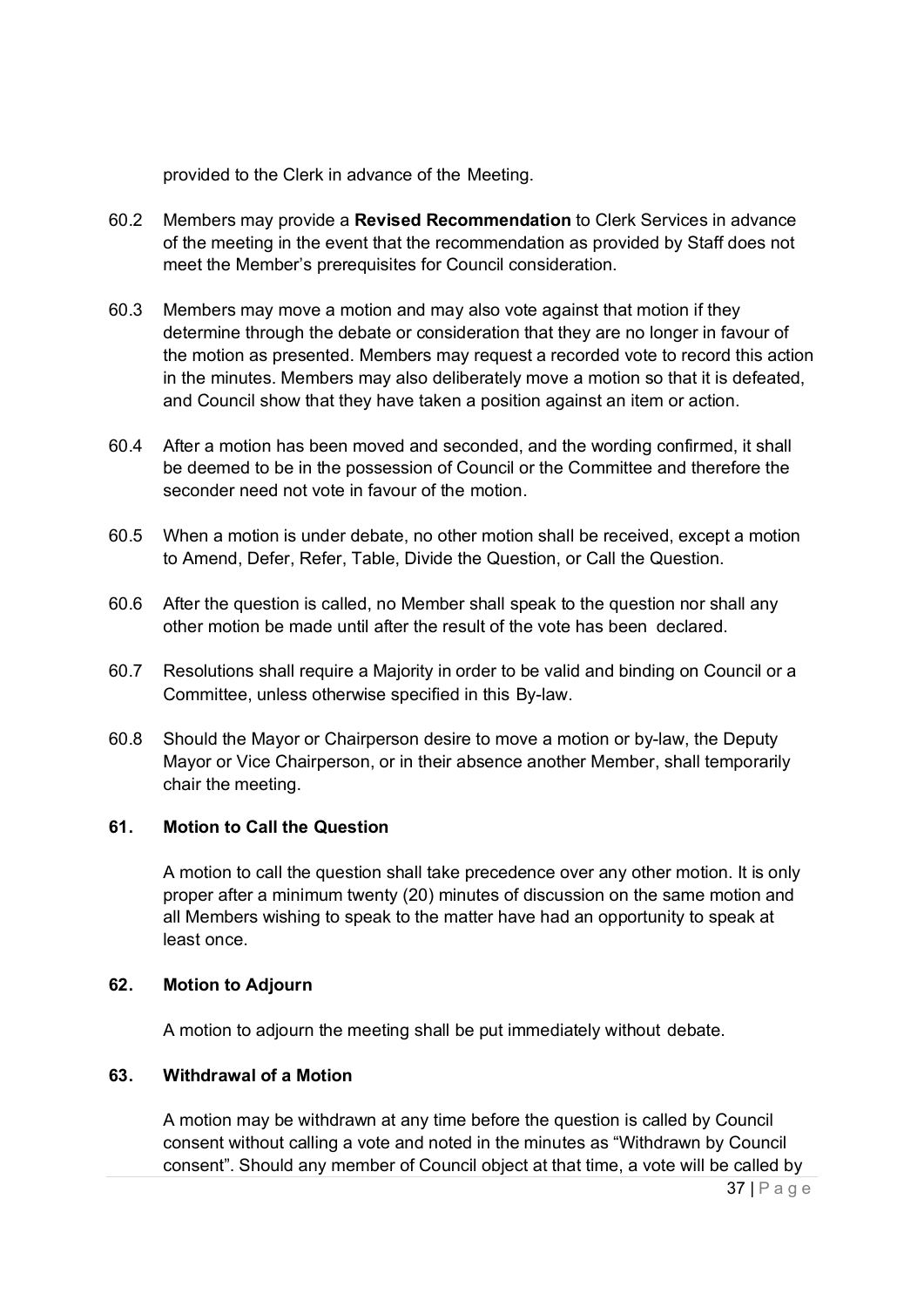provided to the Clerk in advance of the Meeting.

60.2 Members may provide a **Revised Recommendation** to Clerk Services in advance of the meeting in the event that the recommendation as provided by Staff does not meet the Member's prerequisites for Council consideration.

60.3 Members may move a motion and may also vote against that motion if they determine through the debate or consideration that they are no longer in favour of the motion as presented. Members may request a recorded vote to record this action in the minutes. Members may also deliberately move a motion so that it is defeated, and Council show that they have taken a position against an item or action.

60.4 After a motion has been moved and seconded, and the wording confirmed, it shall be deemed to be in the possession of Council or the Committee and therefore the seconder need not vote in favour of the motion.

60.5 When a motion is under debate, no other motion shall be received, except a motion to Amend, Defer, Refer, Table, Divide the Question, or Call the Question.

60.6 After the question is called, no Member shall speak to the question nor shall any other motion be made until after the result of the vote has been declared.

60.7 Resolutions shall require a Majority in order to be valid and binding on Council or a Committee, unless otherwise specified in this By-law.

60.8 Should the Mayor or Chairperson desire to move a motion or by-law, the Deputy Mayor or Vice Chairperson, or in their absence another Member, shall temporarily chair the meeting.

### 61. Motion to Call the Question

A motion to call the question shall take precedence over any other motion. It is only proper after a minimum twenty (20) minutes of discussion on the same motion and all Members wishing to speak to the matter have had an opportunity to speak at least once.

### 62. Motion to Adjourn

A motion to adjourn the meeting shall be put immediately without debate.

### 63. Withdrawal of a Motion

A motion may be withdrawn at any time before the question is called by Council consent without calling a vote and noted in the minutes as "Withdrawn by Council consent". Should any member of Council object at that time, a vote will be called by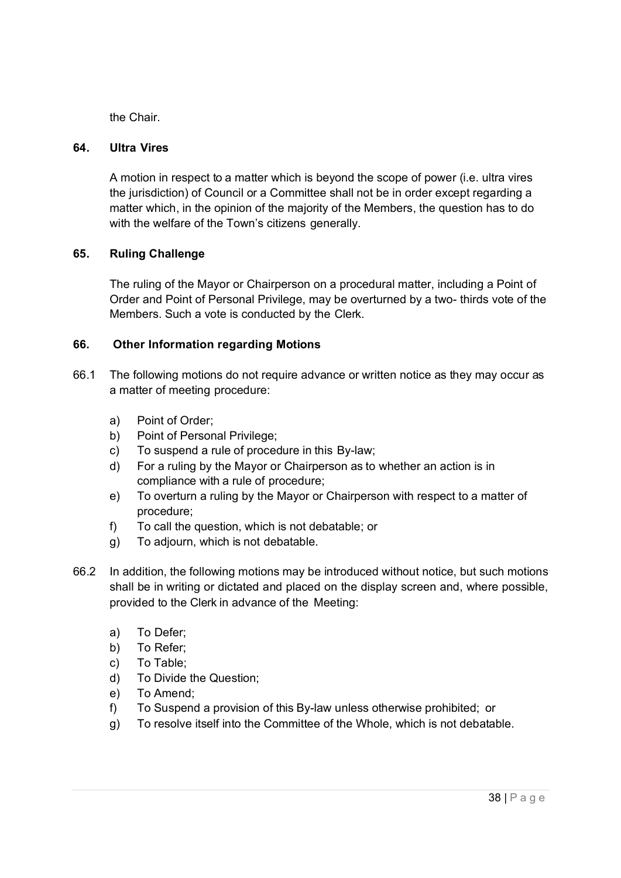the Chair.

### 64. Ultra Vires

A motion in respect to a matter which is beyond the scope of power (i.e. ultra vires the jurisdiction) of Council or a Committee shall not be in order except regarding a matter which, in the opinion of the majority of the Members, the question has to do with the welfare of the Town's citizens generally.

### 65. Ruling Challenge

The ruling of the Mayor or Chairperson on a procedural matter, including a Point of Order and Point of Personal Privilege, may be overturned by a two- thirds vote of the Members. Such a vote is conducted by the Clerk.

### 66. Other Information regarding Motions

66.1 The following motions do not require advance or written notice as they may occur as a matter of meeting procedure:

- a) Point of Order;
- b) Point of Personal Privilege;
- c) To suspend a rule of procedure in this By-law;
- d) For a ruling by the Mayor or Chairperson as to whether an action is in compliance with a rule of procedure;
- e) To overturn a ruling by the Mayor or Chairperson with respect to a matter of procedure;
- f) To call the question, which is not debatable; or
- g) To adjourn, which is not debatable.

66.2 In addition, the following motions may be introduced without notice, but such motions shall be in writing or dictated and placed on the display screen and, where possible, provided to the Clerk in advance of the Meeting:

- a) To Defer;
- b) To Refer;
- c) To Table;
- d) To Divide the Question;
- e) To Amend;
- f) To Suspend a provision of this By-law unless otherwise prohibited; or
- g) To resolve itself into the Committee of the Whole, which is not debatable.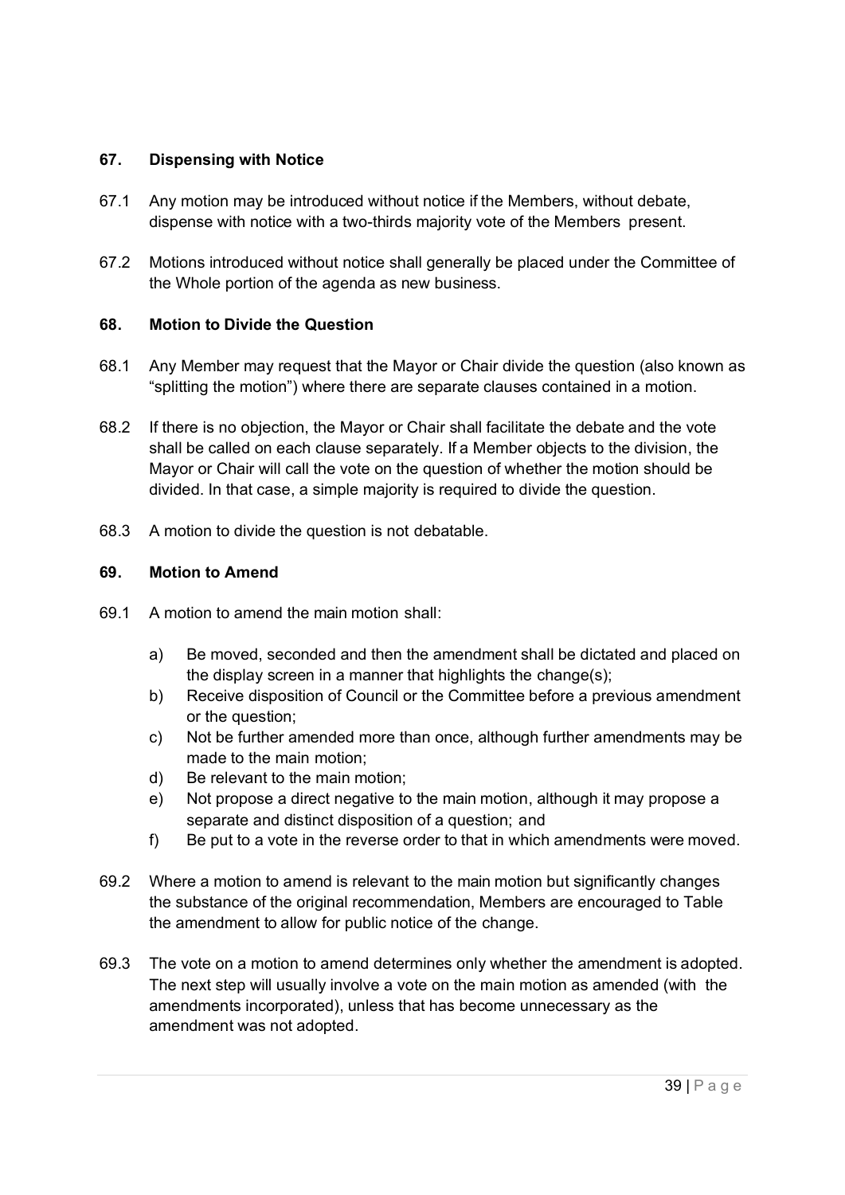### 67. Dispensing with Notice

67.1 Any motion may be introduced without notice if the Members, without debate, dispense with notice with a two-thirds majority vote of the Members present.

67.2 Motions introduced without notice shall generally be placed under the Committee of the Whole portion of the agenda as new business.

### 68. Motion to Divide the Question

68.1 Any Member may request that the Mayor or Chair divide the question (also known as "splitting the motion") where there are separate clauses contained in a motion.

68.2 If there is no objection, the Mayor or Chair shall facilitate the debate and the vote shall be called on each clause separately. If a Member objects to the division, the Mayor or Chair will call the vote on the question of whether the motion should be divided. In that case, a simple majority is required to divide the question.

68.3 A motion to divide the question is not debatable.

### 69. Motion to Amend

69.1 A motion to amend the main motion shall:

a) Be moved, seconded and then the amendment shall be dictated and placed on the display screen in a manner that highlights the change(s);
b) Receive disposition of Council or the Committee before a previous amendment or the question;
c) Not be further amended more than once, although further amendments may be made to the main motion;
d) Be relevant to the main motion;
e) Not propose a direct negative to the main motion, although it may propose a separate and distinct disposition of a question; and
f) Be put to a vote in the reverse order to that in which amendments were moved.

69.2 Where a motion to amend is relevant to the main motion but significantly changes the substance of the original recommendation, Members are encouraged to Table the amendment to allow for public notice of the change.

69.3 The vote on a motion to amend determines only whether the amendment is adopted. The next step will usually involve a vote on the main motion as amended (with the amendments incorporated), unless that has become unnecessary as the amendment was not adopted.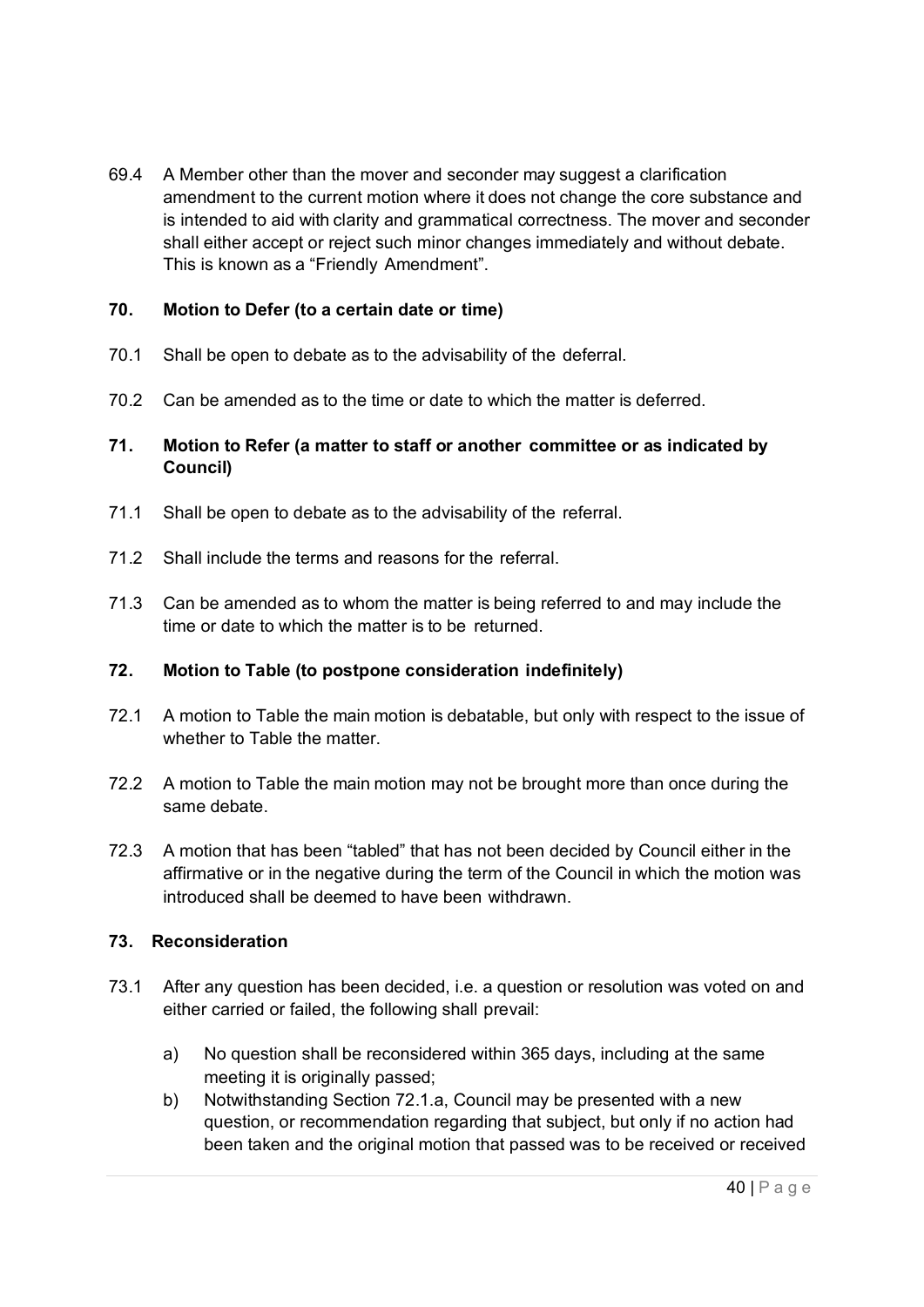69.4 A Member other than the mover and seconder may suggest a clarification amendment to the current motion where it does not change the core substance and is intended to aid with clarity and grammatical correctness. The mover and seconder shall either accept or reject such minor changes immediately and without debate. This is known as a "Friendly Amendment".

### 70. Motion to Defer (to a certain date or time)

70.1 Shall be open to debate as to the advisability of the deferral.

70.2 Can be amended as to the time or date to which the matter is deferred.

### 71. Motion to Refer (a matter to staff or another committee or as indicated by Council)

71.1 Shall be open to debate as to the advisability of the referral.

71.2 Shall include the terms and reasons for the referral.

71.3 Can be amended as to whom the matter is being referred to and may include the time or date to which the matter is to be returned.

### 72. Motion to Table (to postpone consideration indefinitely)

72.1 A motion to Table the main motion is debatable, but only with respect to the issue of whether to Table the matter.

72.2 A motion to Table the main motion may not be brought more than once during the same debate.

72.3 A motion that has been "tabled" that has not been decided by Council either in the affirmative or in the negative during the term of the Council in which the motion was introduced shall be deemed to have been withdrawn.

### 73. Reconsideration

73.1 After any question has been decided, i.e. a question or resolution was voted on and either carried or failed, the following shall prevail:

a) No question shall be reconsidered within 365 days, including at the same meeting it is originally passed;

b) Notwithstanding Section 72.1.a, Council may be presented with a new question, or recommendation regarding that subject, but only if no action had been taken and the original motion that passed was to be received or received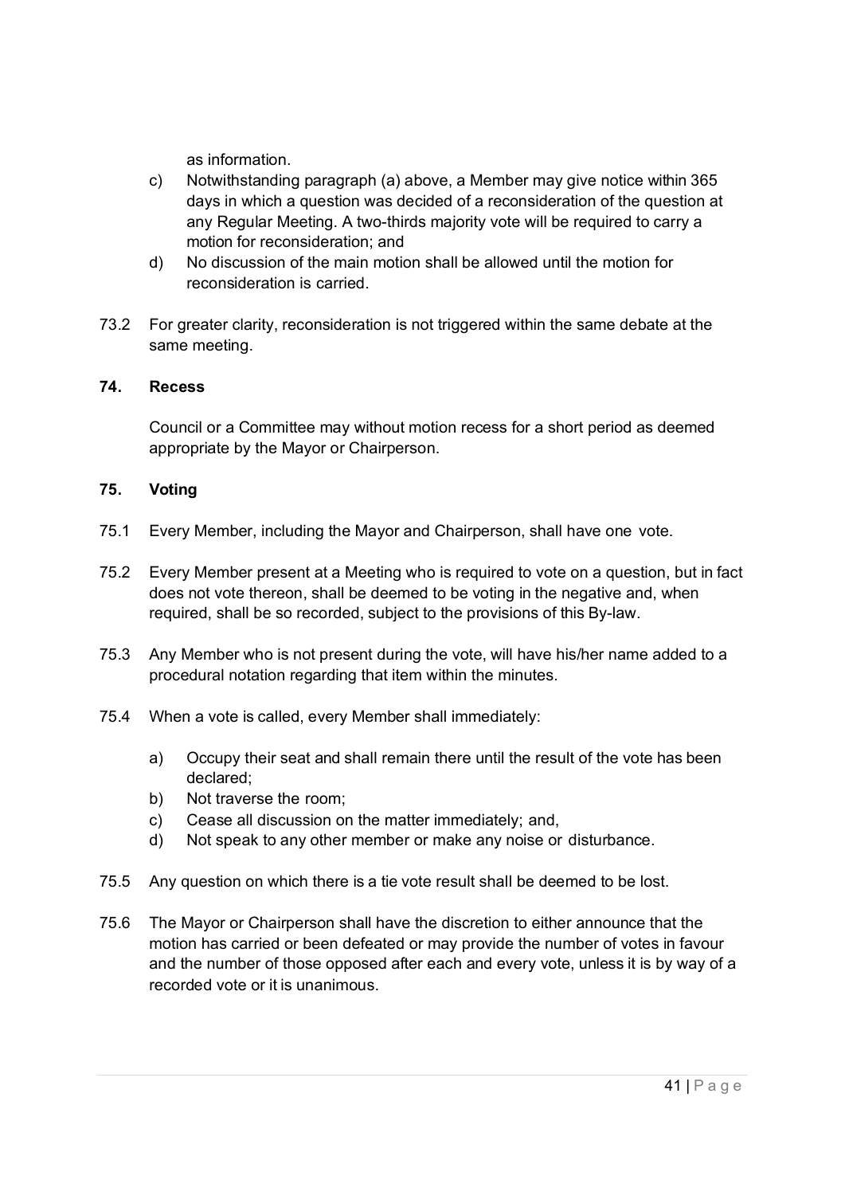as information.

c) Notwithstanding paragraph (a) above, a Member may give notice within 365 days in which a question was decided of a reconsideration of the question at any Regular Meeting. A two-thirds majority vote will be required to carry a motion for reconsideration; and

d) No discussion of the main motion shall be allowed until the motion for reconsideration is carried.

73.2 For greater clarity, reconsideration is not triggered within the same debate at the same meeting.

### 74. Recess

Council or a Committee may without motion recess for a short period as deemed appropriate by the Mayor or Chairperson.

### 75. Voting

75.1 Every Member, including the Mayor and Chairperson, shall have one vote.

75.2 Every Member present at a Meeting who is required to vote on a question, but in fact does not vote thereon, shall be deemed to be voting in the negative and, when required, shall be so recorded, subject to the provisions of this By-law.

75.3 Any Member who is not present during the vote, will have his/her name added to a procedural notation regarding that item within the minutes.

75.4 When a vote is called, every Member shall immediately:

a) Occupy their seat and shall remain there until the result of the vote has been declared;

b) Not traverse the room;

c) Cease all discussion on the matter immediately; and,

d) Not speak to any other member or make any noise or disturbance.

75.5 Any question on which there is a tie vote result shall be deemed to be lost.

75.6 The Mayor or Chairperson shall have the discretion to either announce that the motion has carried or been defeated or may provide the number of votes in favour and the number of those opposed after each and every vote, unless it is by way of a recorded vote or it is unanimous.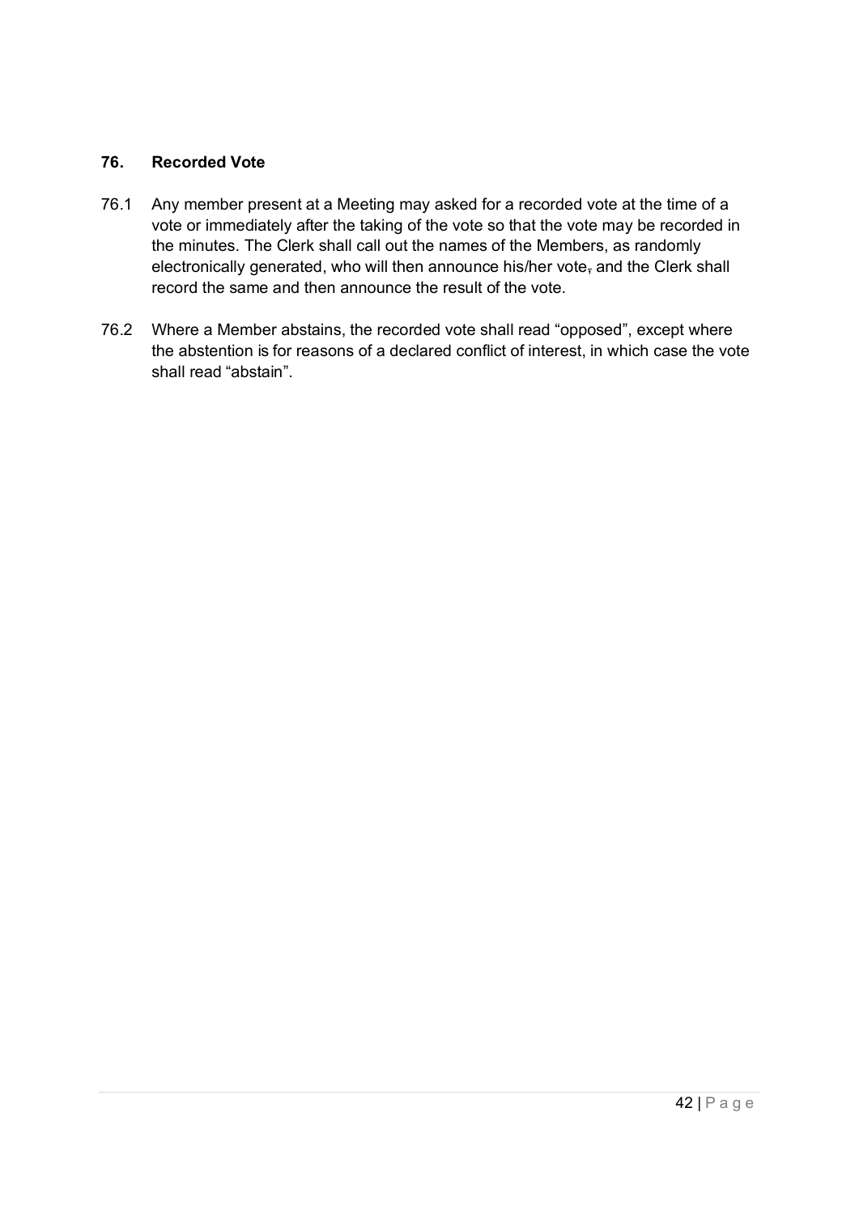### 76. Recorded Vote

76.1 Any member present at a Meeting may asked for a recorded vote at the time of a vote or immediately after the taking of the vote so that the vote may be recorded in the minutes. The Clerk shall call out the names of the Members, as randomly electronically generated, who will then announce his/her vote, and the Clerk shall record the same and then announce the result of the vote.

76.2 Where a Member abstains, the recorded vote shall read "opposed", except where the abstention is for reasons of a declared conflict of interest, in which case the vote shall read "abstain".